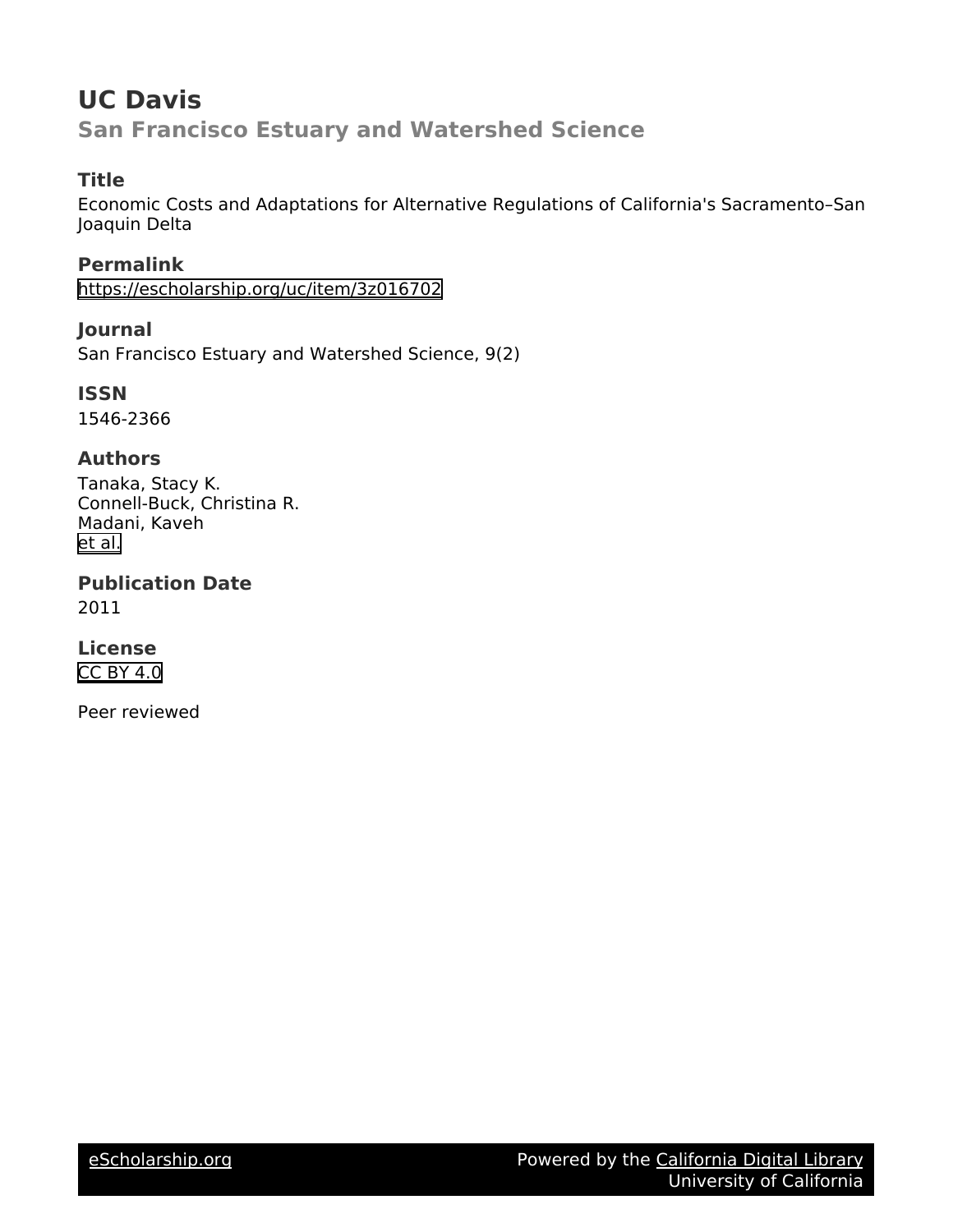# UC Davis

## San Francisco Estuary and Watershed Science

### Title

Economic Costs and Adaptations for Alternative Regulations of California's Sacramento–San Joaquin Delta

### Permalink

https://escholarship.org/uc/item/3z016702

### Journal

San Francisco Estuary and Watershed Science, 9(2)

### ISSN

1546-2366

### Authors

Tanaka, Stacy K.
Connell-Buck, Christina R.
Madani, Kaveh
et al.

### Publication Date

2011

### License

CC BY 4.0

Peer reviewed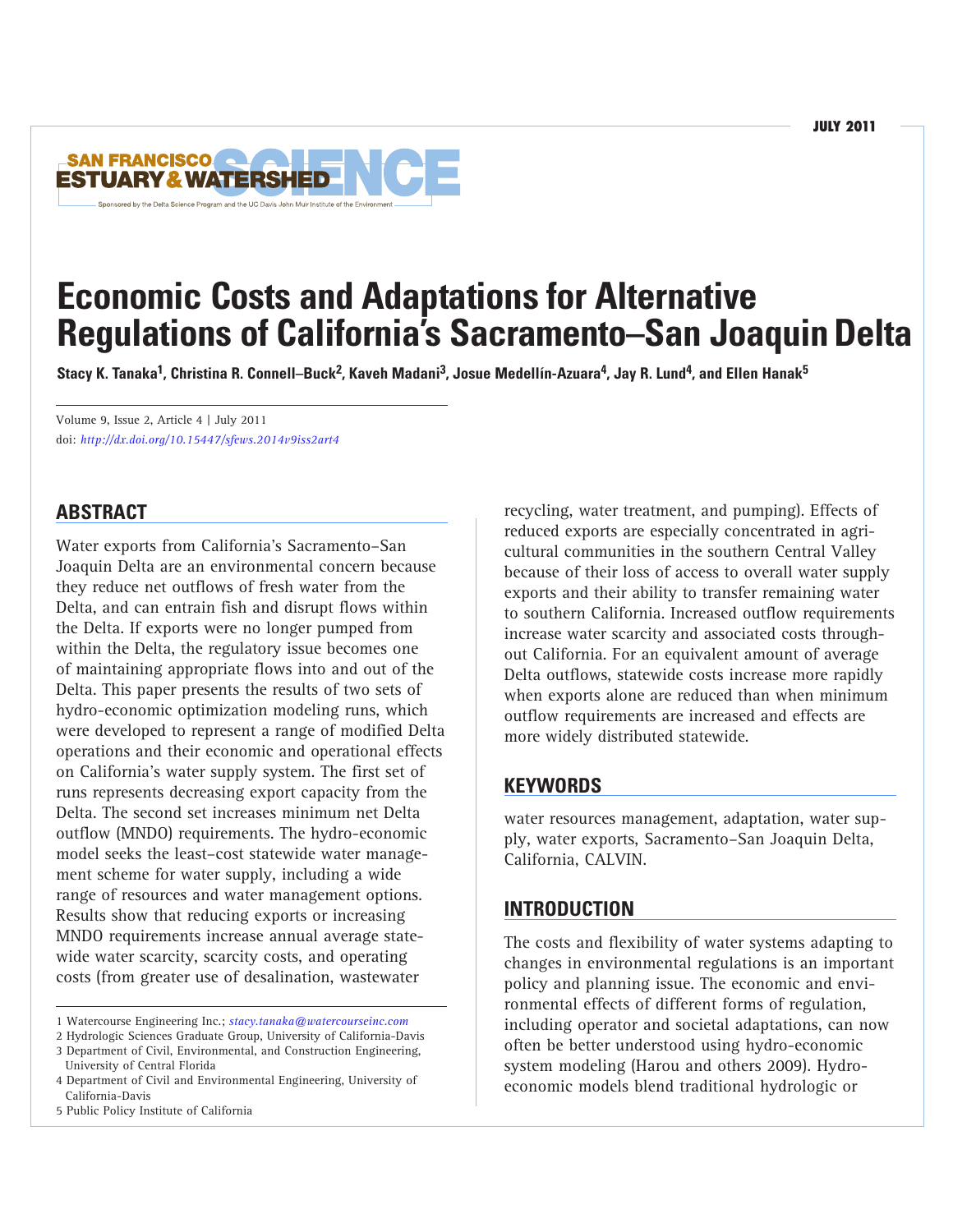# Economic Costs and Adaptations for Alternative Regulations of California's Sacramento–San Joaquin Delta

**Stacy K. Tanaka[1], Christina R. Connell–Buck[2], Kaveh Madani[3], Josue Medellín-Azuara[4], Jay R. Lund[4], and Ellen Hanak[5]**

Volume 9, Issue 2, Article 4 | July 2011
doi: *http://dx.doi.org/10.15447/sfews.2014v9iss2art4*

## ABSTRACT

Water exports from California's Sacramento–San Joaquin Delta are an environmental concern because they reduce net outflows of fresh water from the Delta, and can entrain fish and disrupt flows within the Delta. If exports were no longer pumped from within the Delta, the regulatory issue becomes one of maintaining appropriate flows into and out of the Delta. This paper presents the results of two sets of hydro-economic optimization modeling runs, which were developed to represent a range of modified Delta operations and their economic and operational effects on California's water supply system. The first set of runs represents decreasing export capacity from the Delta. The second set increases minimum net Delta outflow (MNDO) requirements. The hydro-economic model seeks the least–cost statewide water management scheme for water supply, including a wide range of resources and water management options. Results show that reducing exports or increasing MNDO requirements increase annual average statewide water scarcity, scarcity costs, and operating costs (from greater use of desalination, wastewater recycling, water treatment, and pumping). Effects of reduced exports are especially concentrated in agricultural communities in the southern Central Valley because of their loss of access to overall water supply exports and their ability to transfer remaining water to southern California. Increased outflow requirements increase water scarcity and associated costs throughout California. For an equivalent amount of average Delta outflows, statewide costs increase more rapidly when exports alone are reduced than when minimum outflow requirements are increased and effects are more widely distributed statewide.

## KEYWORDS

water resources management, adaptation, water supply, water exports, Sacramento–San Joaquin Delta, California, CALVIN.

## INTRODUCTION

The costs and flexibility of water systems adapting to changes in environmental regulations is an important policy and planning issue. The economic and environmental effects of different forms of regulation, including operator and societal adaptations, can now often be better understood using hydro-economic system modeling (Harou and others 2009). Hydro-economic models blend traditional hydrologic or

1 Watercourse Engineering Inc.; *stacy.tanaka@watercourseinc.com*
2 Hydrologic Sciences Graduate Group, University of California-Davis
3 Department of Civil, Environmental, and Construction Engineering, University of Central Florida
4 Department of Civil and Environmental Engineering, University of California-Davis
5 Public Policy Institute of California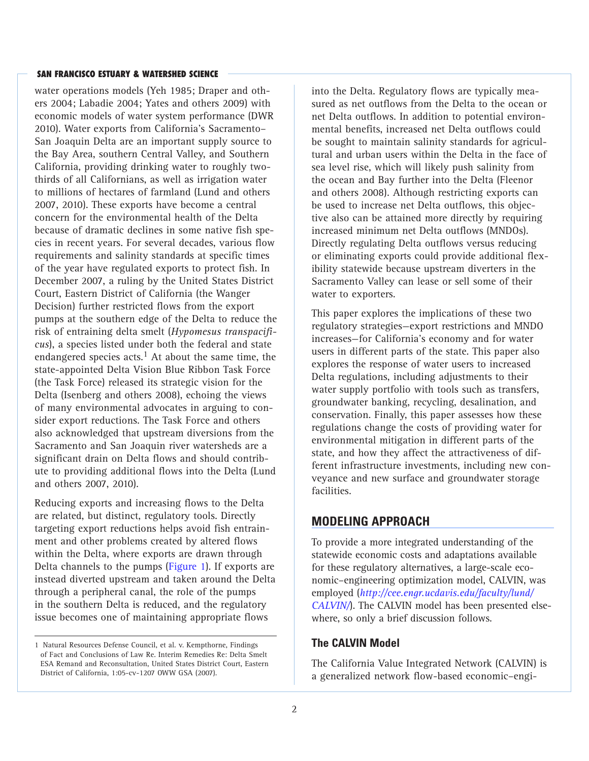water operations models (Yeh 1985; Draper and others 2004; Labadie 2004; Yates and others 2009) with economic models of water system performance (DWR 2010). Water exports from California's Sacramento–San Joaquin Delta are an important supply source to the Bay Area, southern Central Valley, and Southern California, providing drinking water to roughly two-thirds of all Californians, as well as irrigation water to millions of hectares of farmland (Lund and others 2007, 2010). These exports have become a central concern for the environmental health of the Delta because of dramatic declines in some native fish species in recent years. For several decades, various flow requirements and salinity standards at specific times of the year have regulated exports to protect fish. In December 2007, a ruling by the United States District Court, Eastern District of California (the Wanger Decision) further restricted flows from the export pumps at the southern edge of the Delta to reduce the risk of entraining delta smelt (*Hypomesus transpacificus*), a species listed under both the federal and state endangered species acts.[1] At about the same time, the state-appointed Delta Vision Blue Ribbon Task Force (the Task Force) released its strategic vision for the Delta (Isenberg and others 2008), echoing the views of many environmental advocates in arguing to consider export reductions. The Task Force and others also acknowledged that upstream diversions from the Sacramento and San Joaquin river watersheds are a significant drain on Delta flows and should contribute to providing additional flows into the Delta (Lund and others 2007, 2010).

Reducing exports and increasing flows to the Delta are related, but distinct, regulatory tools. Directly targeting export reductions helps avoid fish entrainment and other problems created by altered flows within the Delta, where exports are drawn through Delta channels to the pumps (Figure 1). If exports are instead diverted upstream and taken around the Delta through a peripheral canal, the role of the pumps in the southern Delta is reduced, and the regulatory issue becomes one of maintaining appropriate flows into the Delta. Regulatory flows are typically measured as net outflows from the Delta to the ocean or net Delta outflows. In addition to potential environmental benefits, increased net Delta outflows could be sought to maintain salinity standards for agricultural and urban users within the Delta in the face of sea level rise, which will likely push salinity from the ocean and Bay further into the Delta (Fleenor and others 2008). Although restricting exports can be used to increase net Delta outflows, this objective also can be attained more directly by requiring increased minimum net Delta outflows (MNDOs). Directly regulating Delta outflows versus reducing or eliminating exports could provide additional flexibility statewide because upstream diverters in the Sacramento Valley can lease or sell some of their water to exporters.

This paper explores the implications of these two regulatory strategies—export restrictions and MNDO increases—for California's economy and for water users in different parts of the state. This paper also explores the response of water users to increased Delta regulations, including adjustments to their water supply portfolio with tools such as transfers, groundwater banking, recycling, desalination, and conservation. Finally, this paper assesses how these regulations change the costs of providing water for environmental mitigation in different parts of the state, and how they affect the attractiveness of different infrastructure investments, including new conveyance and new surface and groundwater storage facilities.

## MODELING APPROACH

To provide a more integrated understanding of the statewide economic costs and adaptations available for these regulatory alternatives, a large-scale economic–engineering optimization model, CALVIN, was employed (*http://cee.engr.ucdavis.edu/faculty/lund/CALVIN/*). The CALVIN model has been presented elsewhere, so only a brief discussion follows.

### The CALVIN Model

The California Value Integrated Network (CALVIN) is a generalized network flow-based economic–engi-

[1] Natural Resources Defense Council, et al. v. Kempthorne, Findings of Fact and Conclusions of Law Re. Interim Remedies Re: Delta Smelt ESA Remand and Reconsultation, United States District Court, Eastern District of California, 1:05-cv-1207 OWW GSA (2007).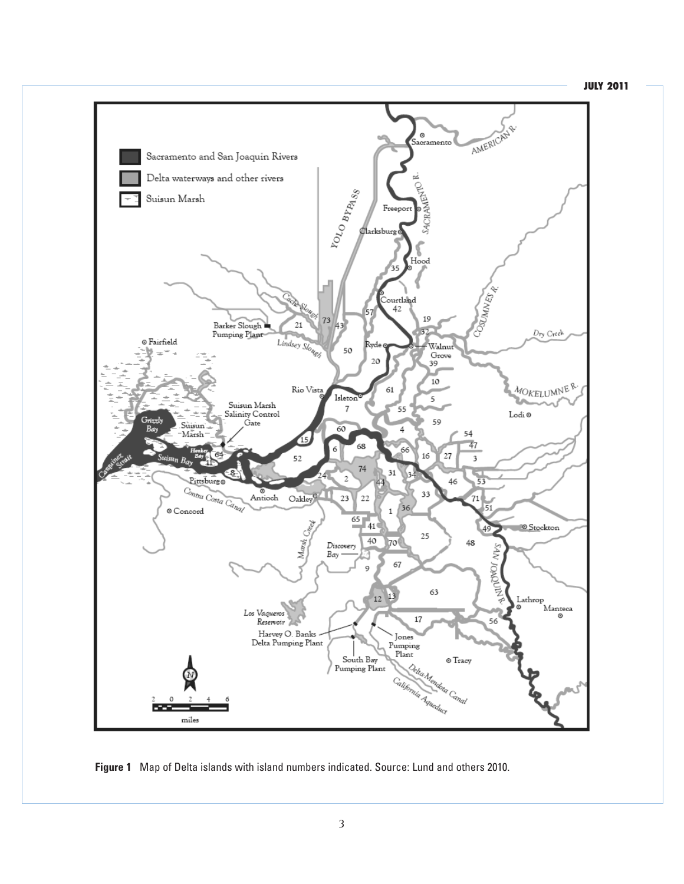**Figure 1** Map of Delta islands with island numbers indicated. Source: Lund and others 2010.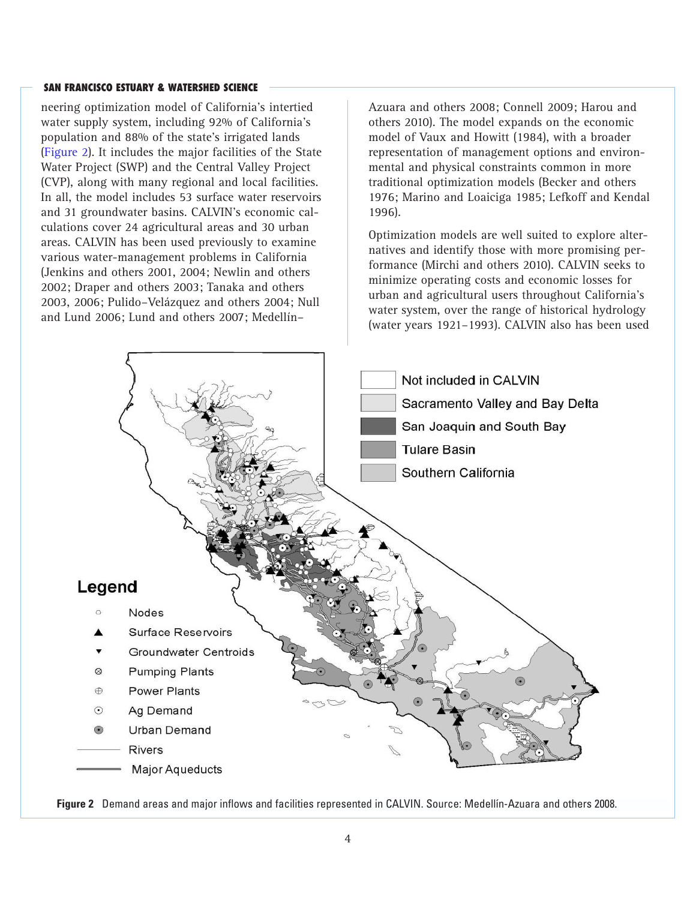neering optimization model of California's intertied water supply system, including 92% of California's population and 88% of the state's irrigated lands (Figure 2). It includes the major facilities of the State Water Project (SWP) and the Central Valley Project (CVP), along with many regional and local facilities. In all, the model includes 53 surface water reservoirs and 31 groundwater basins. CALVIN's economic calculations cover 24 agricultural areas and 30 urban areas. CALVIN has been used previously to examine various water-management problems in California (Jenkins and others 2001, 2004; Newlin and others 2002; Draper and others 2003; Tanaka and others 2003, 2006; Pulido–Velázquez and others 2004; Null and Lund 2006; Lund and others 2007; Medellín–Azuara and others 2008; Connell 2009; Harou and others 2010). The model expands on the economic model of Vaux and Howitt (1984), with a broader representation of management options and environmental and physical constraints common in more traditional optimization models (Becker and others 1976; Marino and Loaiciga 1985; Lefkoff and Kendal 1996).

Optimization models are well suited to explore alternatives and identify those with more promising performance (Mirchi and others 2010). CALVIN seeks to minimize operating costs and economic losses for urban and agricultural users throughout California's water system, over the range of historical hydrology (water years 1921–1993). CALVIN also has been used

**Figure 2** Demand areas and major inflows and facilities represented in CALVIN. Source: Medellín-Azuara and others 2008.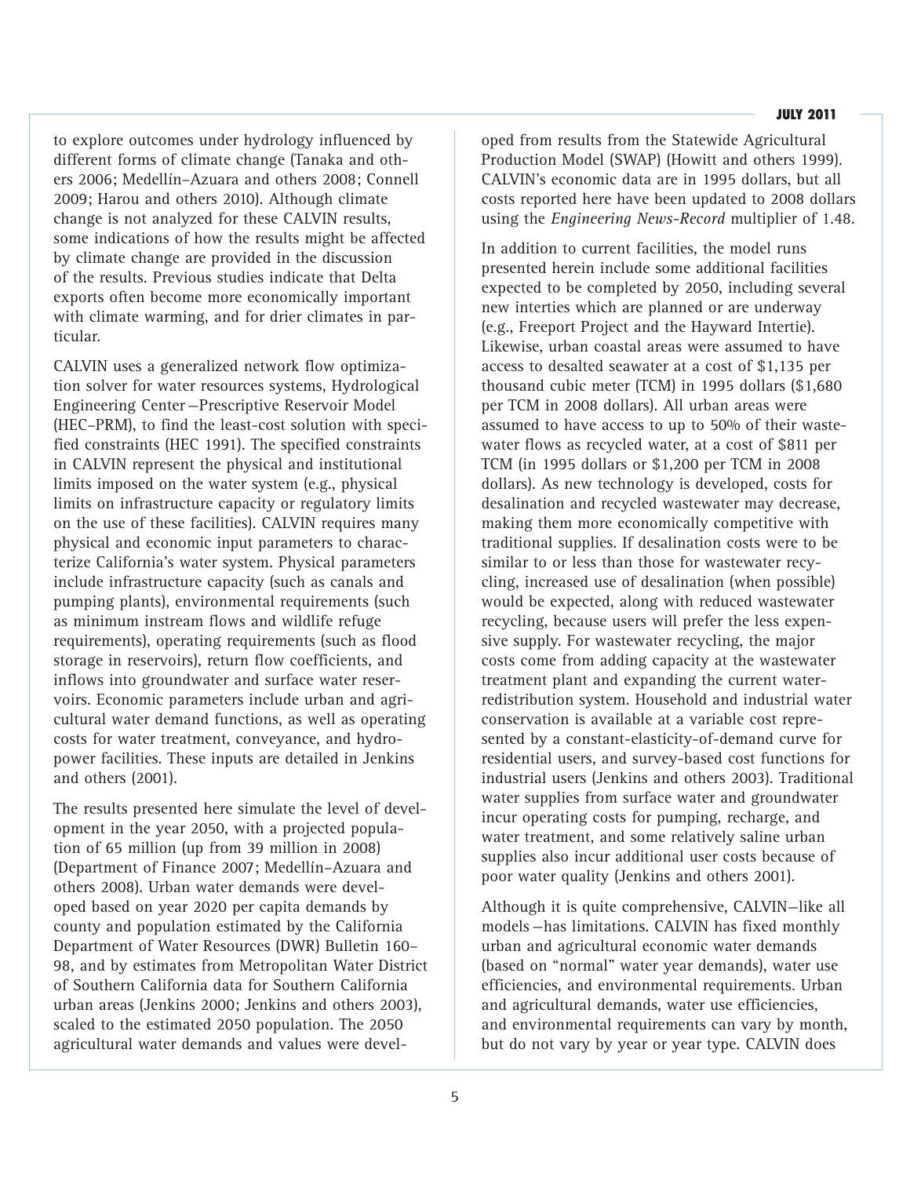to explore outcomes under hydrology influenced by different forms of climate change (Tanaka and others 2006; Medellín–Azuara and others 2008; Connell 2009; Harou and others 2010). Although climate change is not analyzed for these CALVIN results, some indications of how the results might be affected by climate change are provided in the discussion of the results. Previous studies indicate that Delta exports often become more economically important with climate warming, and for drier climates in particular.

CALVIN uses a generalized network flow optimization solver for water resources systems, Hydrological Engineering Center—Prescriptive Reservoir Model (HEC–PRM), to find the least-cost solution with specified constraints (HEC 1991). The specified constraints in CALVIN represent the physical and institutional limits imposed on the water system (e.g., physical limits on infrastructure capacity or regulatory limits on the use of these facilities). CALVIN requires many physical and economic input parameters to characterize California's water system. Physical parameters include infrastructure capacity (such as canals and pumping plants), environmental requirements (such as minimum instream flows and wildlife refuge requirements), operating requirements (such as flood storage in reservoirs), return flow coefficients, and inflows into groundwater and surface water reservoirs. Economic parameters include urban and agricultural water demand functions, as well as operating costs for water treatment, conveyance, and hydropower facilities. These inputs are detailed in Jenkins and others (2001).

The results presented here simulate the level of development in the year 2050, with a projected population of 65 million (up from 39 million in 2008) (Department of Finance 2007; Medellín–Azuara and others 2008). Urban water demands were developed based on year 2020 per capita demands by county and population estimated by the California Department of Water Resources (DWR) Bulletin 160–98, and by estimates from Metropolitan Water District of Southern California data for Southern California urban areas (Jenkins 2000; Jenkins and others 2003), scaled to the estimated 2050 population. The 2050 agricultural water demands and values were developed from results from the Statewide Agricultural Production Model (SWAP) (Howitt and others 1999). CALVIN's economic data are in 1995 dollars, but all costs reported here have been updated to 2008 dollars using the *Engineering News-Record* multiplier of 1.48.

In addition to current facilities, the model runs presented herein include some additional facilities expected to be completed by 2050, including several new interties which are planned or are underway (e.g., Freeport Project and the Hayward Intertie). Likewise, urban coastal areas were assumed to have access to desalted seawater at a cost of $1,135 per thousand cubic meter (TCM) in 1995 dollars ($1,680 per TCM in 2008 dollars). All urban areas were assumed to have access to up to 50% of their wastewater flows as recycled water, at a cost of $811 per TCM (in 1995 dollars or $1,200 per TCM in 2008 dollars). As new technology is developed, costs for desalination and recycled wastewater may decrease, making them more economically competitive with traditional supplies. If desalination costs were to be similar to or less than those for wastewater recycling, increased use of desalination (when possible) would be expected, along with reduced wastewater recycling, because users will prefer the less expensive supply. For wastewater recycling, the major costs come from adding capacity at the wastewater treatment plant and expanding the current water-redistribution system. Household and industrial water conservation is available at a variable cost represented by a constant-elasticity-of-demand curve for residential users, and survey-based cost functions for industrial users (Jenkins and others 2003). Traditional water supplies from surface water and groundwater incur operating costs for pumping, recharge, and water treatment, and some relatively saline urban supplies also incur additional user costs because of poor water quality (Jenkins and others 2001).

Although it is quite comprehensive, CALVIN—like all models—has limitations. CALVIN has fixed monthly urban and agricultural economic water demands (based on "normal" water year demands), water use efficiencies, and environmental requirements. Urban and agricultural demands, water use efficiencies, and environmental requirements can vary by month, but do not vary by year or year type. CALVIN does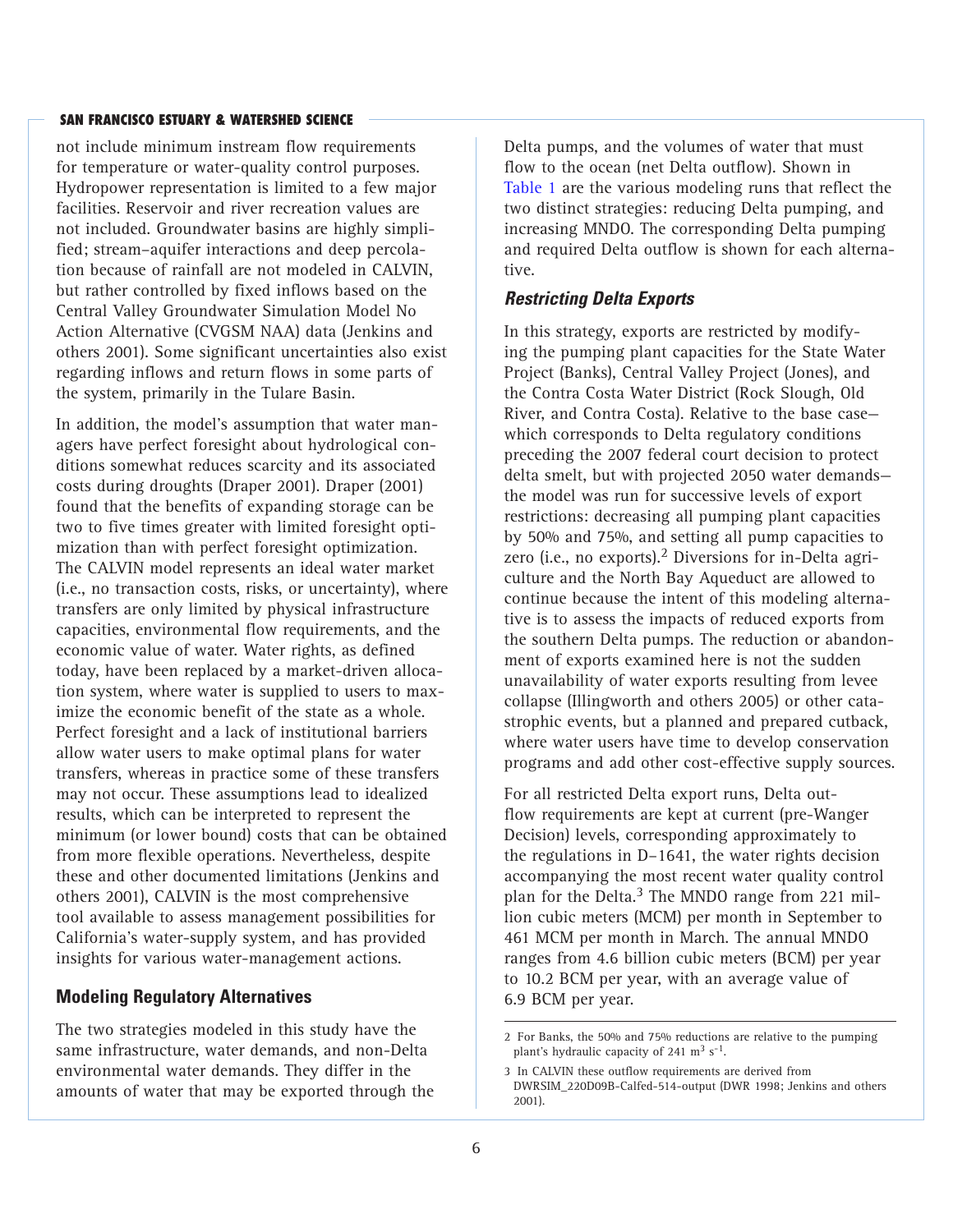not include minimum instream flow requirements for temperature or water-quality control purposes. Hydropower representation is limited to a few major facilities. Reservoir and river recreation values are not included. Groundwater basins are highly simplified; stream–aquifer interactions and deep percolation because of rainfall are not modeled in CALVIN, but rather controlled by fixed inflows based on the Central Valley Groundwater Simulation Model No Action Alternative (CVGSM NAA) data (Jenkins and others 2001). Some significant uncertainties also exist regarding inflows and return flows in some parts of the system, primarily in the Tulare Basin.

In addition, the model's assumption that water managers have perfect foresight about hydrological conditions somewhat reduces scarcity and its associated costs during droughts (Draper 2001). Draper (2001) found that the benefits of expanding storage can be two to five times greater with limited foresight optimization than with perfect foresight optimization. The CALVIN model represents an ideal water market (i.e., no transaction costs, risks, or uncertainty), where transfers are only limited by physical infrastructure capacities, environmental flow requirements, and the economic value of water. Water rights, as defined today, have been replaced by a market-driven allocation system, where water is supplied to users to maximize the economic benefit of the state as a whole. Perfect foresight and a lack of institutional barriers allow water users to make optimal plans for water transfers, whereas in practice some of these transfers may not occur. These assumptions lead to idealized results, which can be interpreted to represent the minimum (or lower bound) costs that can be obtained from more flexible operations. Nevertheless, despite these and other documented limitations (Jenkins and others 2001), CALVIN is the most comprehensive tool available to assess management possibilities for California's water-supply system, and has provided insights for various water-management actions.

## Modeling Regulatory Alternatives

The two strategies modeled in this study have the same infrastructure, water demands, and non-Delta environmental water demands. They differ in the amounts of water that may be exported through the Delta pumps, and the volumes of water that must flow to the ocean (net Delta outflow). Shown in Table 1 are the various modeling runs that reflect the two distinct strategies: reducing Delta pumping, and increasing MNDO. The corresponding Delta pumping and required Delta outflow is shown for each alternative.

### *Restricting Delta Exports*

In this strategy, exports are restricted by modifying the pumping plant capacities for the State Water Project (Banks), Central Valley Project (Jones), and the Contra Costa Water District (Rock Slough, Old River, and Contra Costa). Relative to the base case—which corresponds to Delta regulatory conditions preceding the 2007 federal court decision to protect delta smelt, but with projected 2050 water demands—the model was run for successive levels of export restrictions: decreasing all pumping plant capacities by 50% and 75%, and setting all pump capacities to zero (i.e., no exports).[2] Diversions for in-Delta agriculture and the North Bay Aqueduct are allowed to continue because the intent of this modeling alternative is to assess the impacts of reduced exports from the southern Delta pumps. The reduction or abandonment of exports examined here is not the sudden unavailability of water exports resulting from levee collapse (Illingworth and others 2005) or other catastrophic events, but a planned and prepared cutback, where water users have time to develop conservation programs and add other cost-effective supply sources.

For all restricted Delta export runs, Delta outflow requirements are kept at current (pre-Wanger Decision) levels, corresponding approximately to the regulations in D-1641, the water rights decision accompanying the most recent water quality control plan for the Delta.[3] The MNDO range from 221 million cubic meters (MCM) per month in September to 461 MCM per month in March. The annual MNDO ranges from 4.6 billion cubic meters (BCM) per year to 10.2 BCM per year, with an average value of 6.9 BCM per year.

---

2 For Banks, the 50% and 75% reductions are relative to the pumping plant's hydraulic capacity of 241 $m^3\ s^{-1}$.

3 In CALVIN these outflow requirements are derived from DWRSIM_220D09B-Calfed-514-output (DWR 1998; Jenkins and others 2001).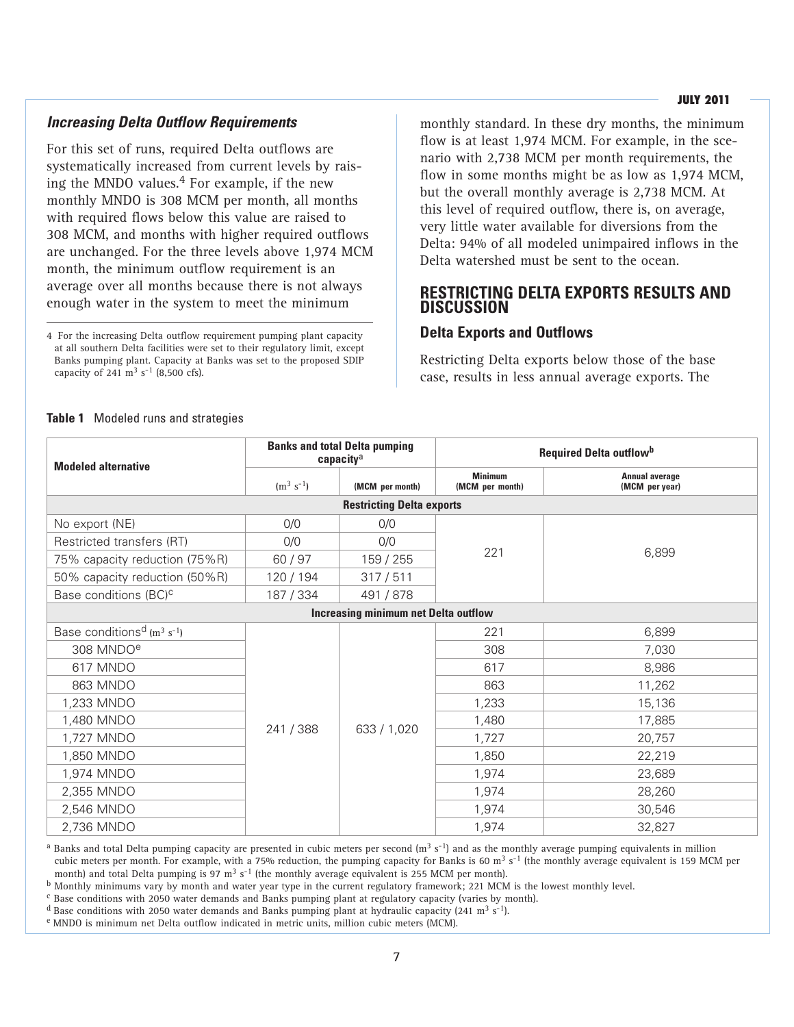### *Increasing Delta Outflow Requirements*

For this set of runs, required Delta outflows are systematically increased from current levels by raising the MNDO values.[4] For example, if the new monthly MNDO is 308 MCM per month, all months with required flows below this value are raised to 308 MCM, and months with higher required outflows are unchanged. For the three levels above 1,974 MCM month, the minimum outflow requirement is an average over all months because there is not always enough water in the system to meet the minimum monthly standard. In these dry months, the minimum flow is at least 1,974 MCM. For example, in the scenario with 2,738 MCM per month requirements, the flow in some months might be as low as 1,974 MCM, but the overall monthly average is 2,738 MCM. At this level of required outflow, there is, on average, very little water available for diversions from the Delta: 94% of all modeled unimpaired inflows in the Delta watershed must be sent to the ocean.

4 For the increasing Delta outflow requirement pumping plant capacity at all southern Delta facilities were set to their regulatory limit, except Banks pumping plant. Capacity at Banks was set to the proposed SDIP capacity of 241 $m^3$ $s^{-1}$ (8,500 cfs).

## RESTRICTING DELTA EXPORTS RESULTS AND DISCUSSION

### Delta Exports and Outflows

Restricting Delta exports below those of the base case, results in less annual average exports. The

**Table 1** Modeled runs and strategies

| Modeled alternative | Banks and total Delta pumping capacity[a] | | Required Delta outflow[b] | |
|---|---|---|---|---|
| | ($m^3$ $s^{-1}$) | (MCM per month) | Minimum (MCM per month) | Annual average (MCM per year) |
| **Restricting Delta exports** | | | | |
| No export (NE) | 0/0 | 0/0 | 221 | 6,899 |
| Restricted transfers (RT) | 0/0 | 0/0 | 221 | 6,899 |
| 75% capacity reduction (75%R) | 60 / 97 | 159 / 255 | 221 | 6,899 |
| 50% capacity reduction (50%R) | 120 / 194 | 317 / 511 | 221 | 6,899 |
| Base conditions (BC)[c] | 187 / 334 | 491 / 878 | 221 | 6,899 |
| **Increasing minimum net Delta outflow** | | | | |
| Base conditions[d] ($m^3$ $s^{-1}$) | 241 / 388 | 633 / 1,020 | 221 | 6,899 |
| 308 MNDO[e] | 241 / 388 | 633 / 1,020 | 308 | 7,030 |
| 617 MNDO | 241 / 388 | 633 / 1,020 | 617 | 8,986 |
| 863 MNDO | 241 / 388 | 633 / 1,020 | 863 | 11,262 |
| 1,233 MNDO | 241 / 388 | 633 / 1,020 | 1,233 | 15,136 |
| 1,480 MNDO | 241 / 388 | 633 / 1,020 | 1,480 | 17,885 |
| 1,727 MNDO | 241 / 388 | 633 / 1,020 | 1,727 | 20,757 |
| 1,850 MNDO | 241 / 388 | 633 / 1,020 | 1,850 | 22,219 |
| 1,974 MNDO | 241 / 388 | 633 / 1,020 | 1,974 | 23,689 |
| 2,355 MNDO | 241 / 388 | 633 / 1,020 | 1,974 | 28,260 |
| 2,546 MNDO | 241 / 388 | 633 / 1,020 | 1,974 | 30,546 |
| 2,736 MNDO | 241 / 388 | 633 / 1,020 | 1,974 | 32,827 |

[a] Banks and total Delta pumping capacity are presented in cubic meters per second ($m^3$ $s^{-1}$) and as the monthly average pumping equivalents in million cubic meters per month. For example, with a 75% reduction, the pumping capacity for Banks is 60 $m^3$ $s^{-1}$ (the monthly average equivalent is 159 MCM per month) and total Delta pumping is 97 $m^3$ $s^{-1}$ (the monthly average equivalent is 255 MCM per month).
[b] Monthly minimums vary by month and water year type in the current regulatory framework; 221 MCM is the lowest monthly level.
[c] Base conditions with 2050 water demands and Banks pumping plant at regulatory capacity (varies by month).
[d] Base conditions with 2050 water demands and Banks pumping plant at hydraulic capacity (241 $m^3$ $s^{-1}$).
[e] MNDO is minimum net Delta outflow indicated in metric units, million cubic meters (MCM).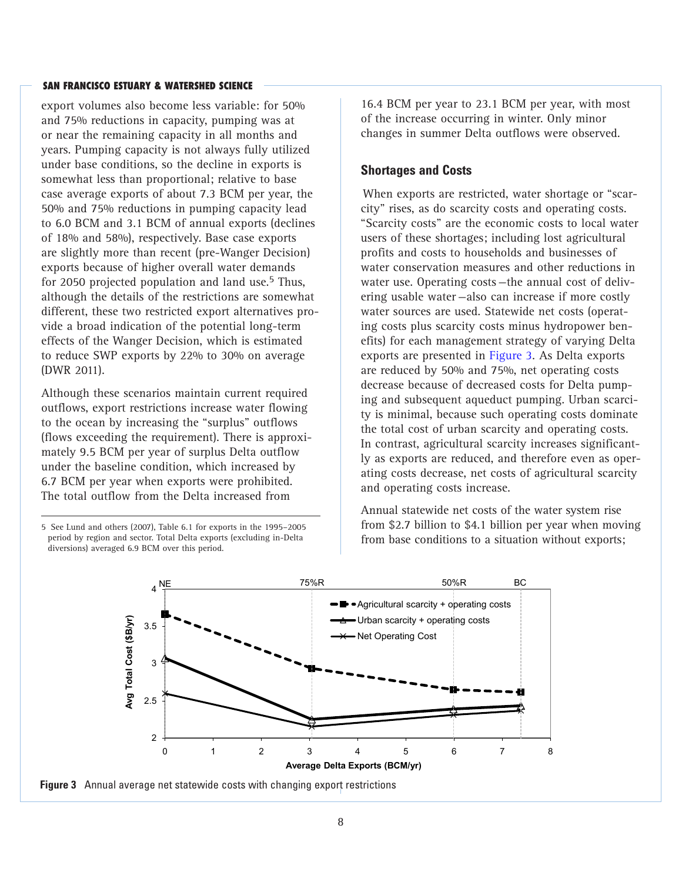export volumes also become less variable: for 50% and 75% reductions in capacity, pumping was at or near the remaining capacity in all months and years. Pumping capacity is not always fully utilized under base conditions, so the decline in exports is somewhat less than proportional; relative to base case average exports of about 7.3 BCM per year, the 50% and 75% reductions in pumping capacity lead to 6.0 BCM and 3.1 BCM of annual exports (declines of 18% and 58%), respectively. Base case exports are slightly more than recent (pre-Wanger Decision) exports because of higher overall water demands for 2050 projected population and land use.[5] Thus, although the details of the restrictions are somewhat different, these two restricted export alternatives provide a broad indication of the potential long-term effects of the Wanger Decision, which is estimated to reduce SWP exports by 22% to 30% on average (DWR 2011).

Although these scenarios maintain current required outflows, export restrictions increase water flowing to the ocean by increasing the "surplus" outflows (flows exceeding the requirement). There is approximately 9.5 BCM per year of surplus Delta outflow under the baseline condition, which increased by 6.7 BCM per year when exports were prohibited. The total outflow from the Delta increased from 16.4 BCM per year to 23.1 BCM per year, with most of the increase occurring in winter. Only minor changes in summer Delta outflows were observed.

### Shortages and Costs

When exports are restricted, water shortage or "scarcity" rises, as do scarcity costs and operating costs. "Scarcity costs" are the economic costs to local water users of these shortages; including lost agricultural profits and costs to households and businesses of water conservation measures and other reductions in water use. Operating costs—the annual cost of delivering usable water—also can increase if more costly water sources are used. Statewide net costs (operating costs plus scarcity costs minus hydropower benefits) for each management strategy of varying Delta exports are presented in Figure 3. As Delta exports are reduced by 50% and 75%, net operating costs decrease because of decreased costs for Delta pumping and subsequent aqueduct pumping. Urban scarcity is minimal, because such operating costs dominate the total cost of urban scarcity and operating costs. In contrast, agricultural scarcity increases significantly as exports are reduced, and therefore even as operating costs decrease, net costs of agricultural scarcity and operating costs increase.

Annual statewide net costs of the water system rise from $2.7 billion to $4.1 billion per year when moving from base conditions to a situation without exports;

5 See Lund and others (2007), Table 6.1 for exports in the 1995–2005 period by region and sector. Total Delta exports (excluding in-Delta diversions) averaged 6.9 BCM over this period.

**Figure 3** Annual average net statewide costs with changing export restrictions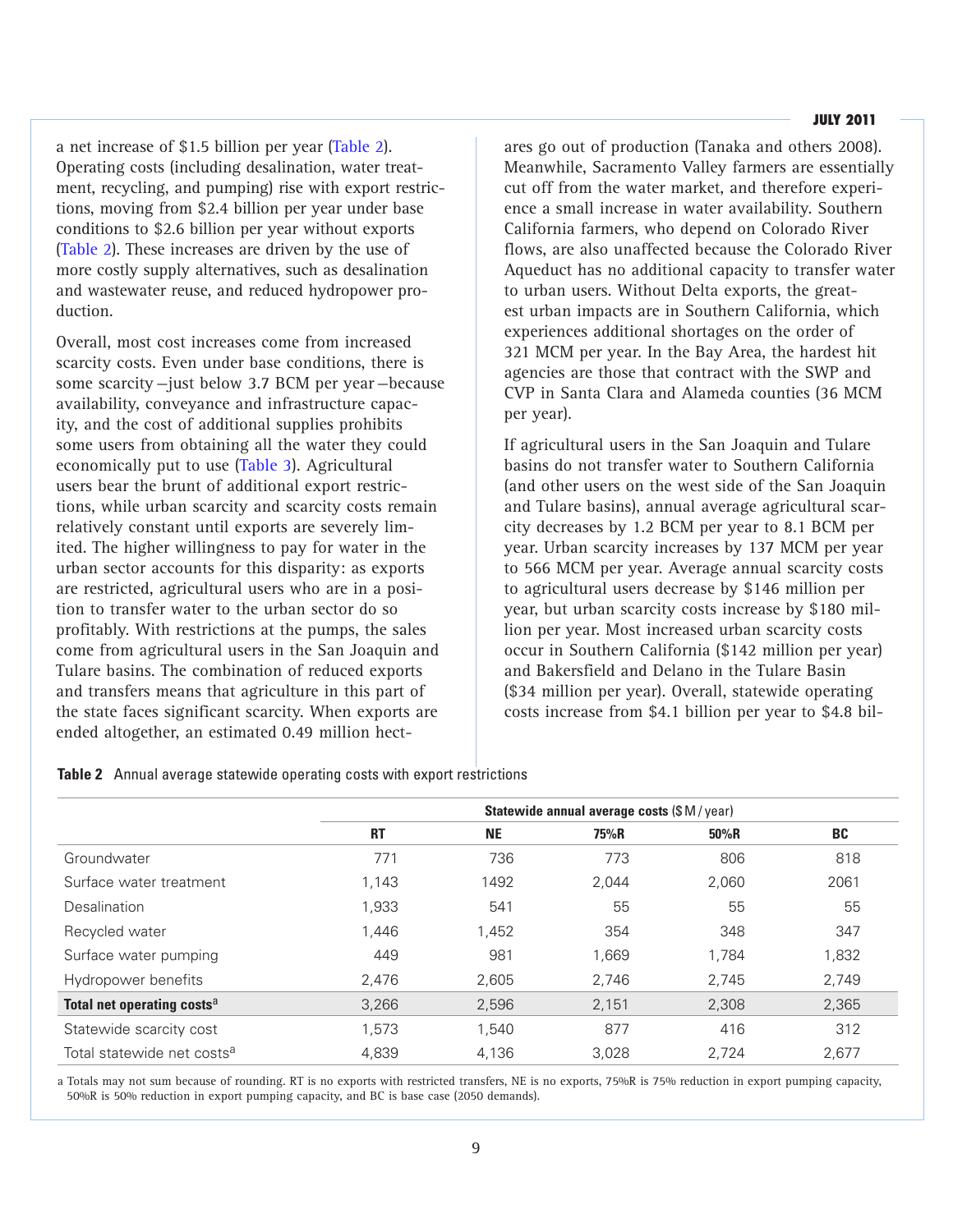a net increase of $1.5 billion per year (Table 2). Operating costs (including desalination, water treatment, recycling, and pumping) rise with export restrictions, moving from $2.4 billion per year under base conditions to $2.6 billion per year without exports (Table 2). These increases are driven by the use of more costly supply alternatives, such as desalination and wastewater reuse, and reduced hydropower production.

Overall, most cost increases come from increased scarcity costs. Even under base conditions, there is some scarcity—just below 3.7 BCM per year—because availability, conveyance and infrastructure capacity, and the cost of additional supplies prohibits some users from obtaining all the water they could economically put to use (Table 3). Agricultural users bear the brunt of additional export restrictions, while urban scarcity and scarcity costs remain relatively constant until exports are severely limited. The higher willingness to pay for water in the urban sector accounts for this disparity: as exports are restricted, agricultural users who are in a position to transfer water to the urban sector do so profitably. With restrictions at the pumps, the sales come from agricultural users in the San Joaquin and Tulare basins. The combination of reduced exports and transfers means that agriculture in this part of the state faces significant scarcity. When exports are ended altogether, an estimated 0.49 million hectares go out of production (Tanaka and others 2008). Meanwhile, Sacramento Valley farmers are essentially cut off from the water market, and therefore experience a small increase in water availability. Southern California farmers, who depend on Colorado River flows, are also unaffected because the Colorado River Aqueduct has no additional capacity to transfer water to urban users. Without Delta exports, the greatest urban impacts are in Southern California, which experiences additional shortages on the order of 321 MCM per year. In the Bay Area, the hardest hit agencies are those that contract with the SWP and CVP in Santa Clara and Alameda counties (36 MCM per year).

If agricultural users in the San Joaquin and Tulare basins do not transfer water to Southern California (and other users on the west side of the San Joaquin and Tulare basins), annual average agricultural scarcity decreases by 1.2 BCM per year to 8.1 BCM per year. Urban scarcity increases by 137 MCM per year to 566 MCM per year. Average annual scarcity costs to agricultural users decrease by $146 million per year, but urban scarcity costs increase by $180 million per year. Most increased urban scarcity costs occur in Southern California ($142 million per year) and Bakersfield and Delano in the Tulare Basin ($34 million per year). Overall, statewide operating costs increase from $4.1 billion per year to $4.8 bil-

**Table 2** Annual average statewide operating costs with export restrictions

| | **Statewide annual average costs** ($ M / year) | | | | |
|---|---|---|---|---|---|
| | **RT** | **NE** | **75%R** | **50%R** | **BC** |
| Groundwater | 771 | 736 | 773 | 806 | 818 |
| Surface water treatment | 1,143 | 1492 | 2,044 | 2,060 | 2061 |
| Desalination | 1,933 | 541 | 55 | 55 | 55 |
| Recycled water | 1,446 | 1,452 | 354 | 348 | 347 |
| Surface water pumping | 449 | 981 | 1,669 | 1,784 | 1,832 |
| Hydropower benefits | 2,476 | 2,605 | 2,746 | 2,745 | 2,749 |
| **Total net operating costs**[a] | 3,266 | 2,596 | 2,151 | 2,308 | 2,365 |
| Statewide scarcity cost | 1,573 | 1,540 | 877 | 416 | 312 |
| Total statewide net costs[a] | 4,839 | 4,136 | 3,028 | 2,724 | 2,677 |

a Totals may not sum because of rounding. RT is no exports with restricted transfers, NE is no exports, 75%R is 75% reduction in export pumping capacity, 50%R is 50% reduction in export pumping capacity, and BC is base case (2050 demands).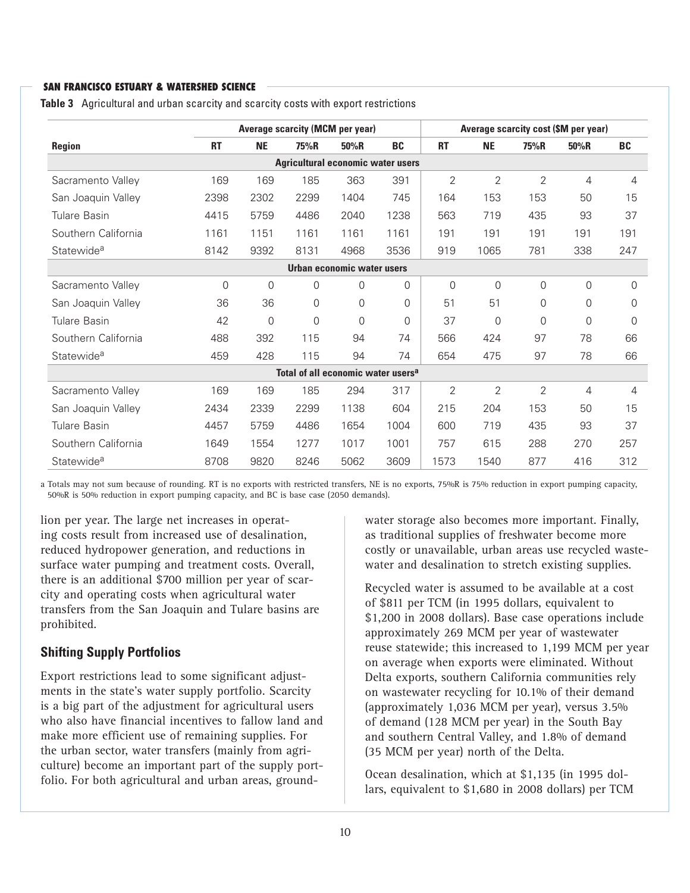**Table 3** Agricultural and urban scarcity and scarcity costs with export restrictions

| Region | Average scarcity (MCM per year) | | | | | Average scarcity cost ($M per year) | | | | |
|---|---|---|---|---|---|---|---|---|---|---|
| | RT | NE | 75%R | 50%R | BC | RT | NE | 75%R | 50%R | BC |
| **Agricultural economic water users** | | | | | | | | | | |
| Sacramento Valley | 169 | 169 | 185 | 363 | 391 | 2 | 2 | 2 | 4 | 4 |
| San Joaquin Valley | 2398 | 2302 | 2299 | 1404 | 745 | 164 | 153 | 153 | 50 | 15 |
| Tulare Basin | 4415 | 5759 | 4486 | 2040 | 1238 | 563 | 719 | 435 | 93 | 37 |
| Southern California | 1161 | 1151 | 1161 | 1161 | 1161 | 191 | 191 | 191 | 191 | 191 |
| Statewide[a] | 8142 | 9392 | 8131 | 4968 | 3536 | 919 | 1065 | 781 | 338 | 247 |
| **Urban economic water users** | | | | | | | | | | |
| Sacramento Valley | 0 | 0 | 0 | 0 | 0 | 0 | 0 | 0 | 0 | 0 |
| San Joaquin Valley | 36 | 36 | 0 | 0 | 0 | 51 | 51 | 0 | 0 | 0 |
| Tulare Basin | 42 | 0 | 0 | 0 | 0 | 37 | 0 | 0 | 0 | 0 |
| Southern California | 488 | 392 | 115 | 94 | 74 | 566 | 424 | 97 | 78 | 66 |
| Statewide[a] | 459 | 428 | 115 | 94 | 74 | 654 | 475 | 97 | 78 | 66 |
| **Total of all economic water users[a]** | | | | | | | | | | |
| Sacramento Valley | 169 | 169 | 185 | 294 | 317 | 2 | 2 | 2 | 4 | 4 |
| San Joaquin Valley | 2434 | 2339 | 2299 | 1138 | 604 | 215 | 204 | 153 | 50 | 15 |
| Tulare Basin | 4457 | 5759 | 4486 | 1654 | 1004 | 600 | 719 | 435 | 93 | 37 |
| Southern California | 1649 | 1554 | 1277 | 1017 | 1001 | 757 | 615 | 288 | 270 | 257 |
| Statewide[a] | 8708 | 9820 | 8246 | 5062 | 3609 | 1573 | 1540 | 877 | 416 | 312 |

a Totals may not sum because of rounding. RT is no exports with restricted transfers, NE is no exports, 75%R is 75% reduction in export pumping capacity, 50%R is 50% reduction in export pumping capacity, and BC is base case (2050 demands).

lion per year. The large net increases in operating costs result from increased use of desalination, reduced hydropower generation, and reductions in surface water pumping and treatment costs. Overall, there is an additional $700 million per year of scarcity and operating costs when agricultural water transfers from the San Joaquin and Tulare basins are prohibited.

## Shifting Supply Portfolios

Export restrictions lead to some significant adjustments in the state's water supply portfolio. Scarcity is a big part of the adjustment for agricultural users who also have financial incentives to fallow land and make more efficient use of remaining supplies. For the urban sector, water transfers (mainly from agriculture) become an important part of the supply portfolio. For both agricultural and urban areas, groundwater storage also becomes more important. Finally, as traditional supplies of freshwater become more costly or unavailable, urban areas use recycled wastewater and desalination to stretch existing supplies.

Recycled water is assumed to be available at a cost of $811 per TCM (in 1995 dollars, equivalent to $1,200 in 2008 dollars). Base case operations include approximately 269 MCM per year of wastewater reuse statewide; this increased to 1,199 MCM per year on average when exports were eliminated. Without Delta exports, southern California communities rely on wastewater recycling for 10.1% of their demand (approximately 1,036 MCM per year), versus 3.5% of demand (128 MCM per year) in the South Bay and southern Central Valley, and 1.8% of demand (35 MCM per year) north of the Delta.

Ocean desalination, which at $1,135 (in 1995 dollars, equivalent to $1,680 in 2008 dollars) per TCM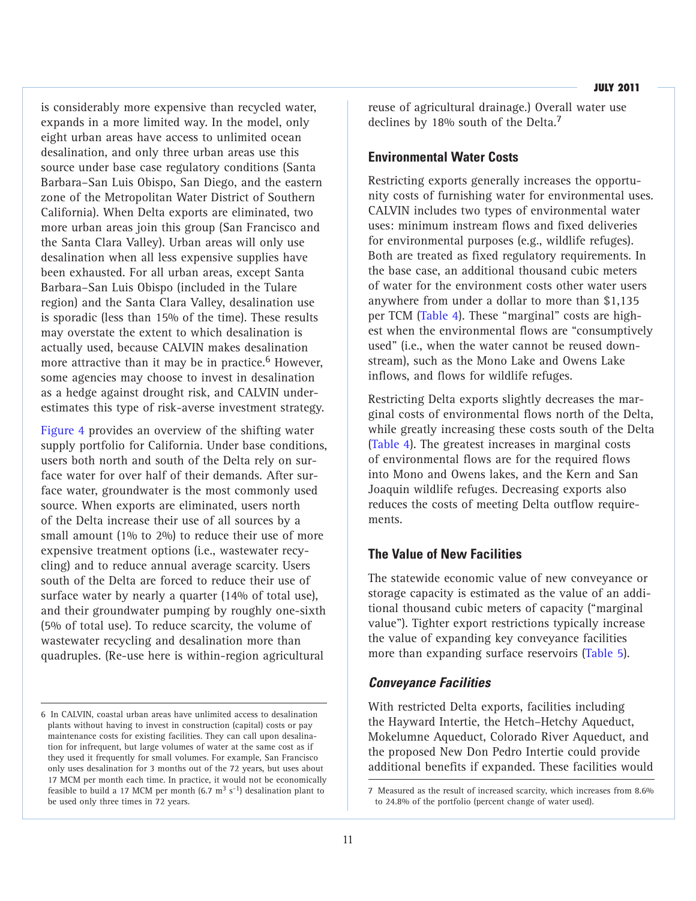is considerably more expensive than recycled water, expands in a more limited way. In the model, only eight urban areas have access to unlimited ocean desalination, and only three urban areas use this source under base case regulatory conditions (Santa Barbara–San Luis Obispo, San Diego, and the eastern zone of the Metropolitan Water District of Southern California). When Delta exports are eliminated, two more urban areas join this group (San Francisco and the Santa Clara Valley). Urban areas will only use desalination when all less expensive supplies have been exhausted. For all urban areas, except Santa Barbara–San Luis Obispo (included in the Tulare region) and the Santa Clara Valley, desalination use is sporadic (less than 15% of the time). These results may overstate the extent to which desalination is actually used, because CALVIN makes desalination more attractive than it may be in practice.[6] However, some agencies may choose to invest in desalination as a hedge against drought risk, and CALVIN underestimates this type of risk-averse investment strategy.

Figure 4 provides an overview of the shifting water supply portfolio for California. Under base conditions, users both north and south of the Delta rely on surface water for over half of their demands. After surface water, groundwater is the most commonly used source. When exports are eliminated, users north of the Delta increase their use of all sources by a small amount (1% to 2%) to reduce their use of more expensive treatment options (i.e., wastewater recycling) and to reduce annual average scarcity. Users south of the Delta are forced to reduce their use of surface water by nearly a quarter (14% of total use), and their groundwater pumping by roughly one-sixth (5% of total use). To reduce scarcity, the volume of wastewater recycling and desalination more than quadruples. (Re-use here is within-region agricultural reuse of agricultural drainage.) Overall water use declines by 18% south of the Delta.[7]

### Environmental Water Costs

Restricting exports generally increases the opportunity costs of furnishing water for environmental uses. CALVIN includes two types of environmental water uses: minimum instream flows and fixed deliveries for environmental purposes (e.g., wildlife refuges). Both are treated as fixed regulatory requirements. In the base case, an additional thousand cubic meters of water for the environment costs other water users anywhere from under a dollar to more than $1,135 per TCM (Table 4). These "marginal" costs are highest when the environmental flows are "consumptively used" (i.e., when the water cannot be reused downstream), such as the Mono Lake and Owens Lake inflows, and flows for wildlife refuges.

Restricting Delta exports slightly decreases the marginal costs of environmental flows north of the Delta, while greatly increasing these costs south of the Delta (Table 4). The greatest increases in marginal costs of environmental flows are for the required flows into Mono and Owens lakes, and the Kern and San Joaquin wildlife refuges. Decreasing exports also reduces the costs of meeting Delta outflow requirements.

### The Value of New Facilities

The statewide economic value of new conveyance or storage capacity is estimated as the value of an additional thousand cubic meters of capacity ("marginal value"). Tighter export restrictions typically increase the value of expanding key conveyance facilities more than expanding surface reservoirs (Table 5).

#### *Conveyance Facilities*

With restricted Delta exports, facilities including the Hayward Intertie, the Hetch–Hetchy Aqueduct, Mokelumne Aqueduct, Colorado River Aqueduct, and the proposed New Don Pedro Intertie could provide additional benefits if expanded. These facilities would

---

6 In CALVIN, coastal urban areas have unlimited access to desalination plants without having to invest in construction (capital) costs or pay maintenance costs for existing facilities. They can call upon desalination for infrequent, but large volumes of water at the same cost as if they used it frequently for small volumes. For example, San Francisco only uses desalination for 3 months out of the 72 years, but uses about 17 MCM per month each time. In practice, it would not be economically feasible to build a 17 MCM per month (6.7 $m^3\ s^{-1}$) desalination plant to be used only three times in 72 years.

7 Measured as the result of increased scarcity, which increases from 8.6% to 24.8% of the portfolio (percent change of water used).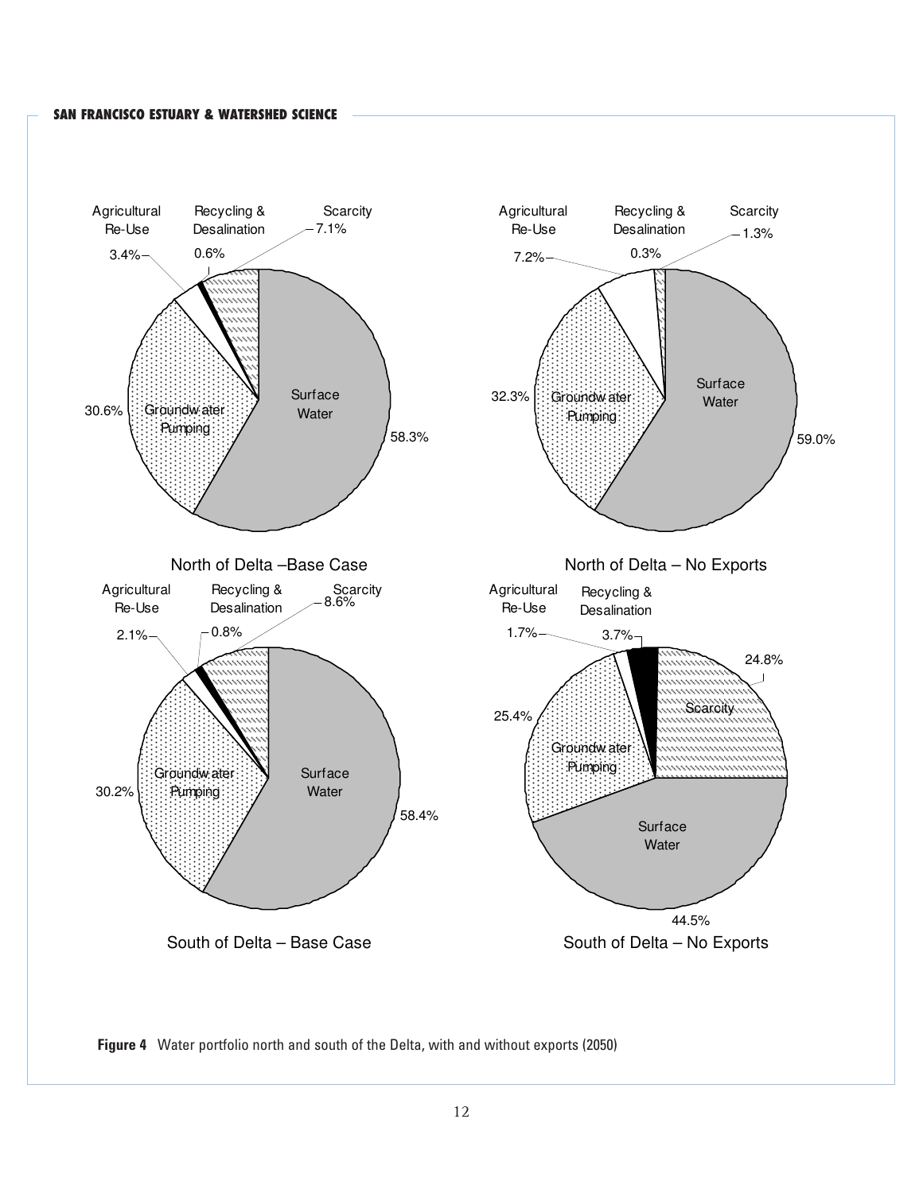| | Agricultural Re-Use | Recycling & Desalination | Scarcity | Groundwater Pumping | Surface Water |
|---|---|---|---|---|---|
| North of Delta – Base Case | 3.4% | 0.6% | 7.1% | 30.6% | 58.3% |
| North of Delta – No Exports | 7.2% | 0.3% | 1.3% | 32.3% | 59.0% |
| South of Delta – Base Case | 2.1% | 0.8% | 8.6% | 30.2% | 58.4% |
| South of Delta – No Exports | 1.7% | 3.7% | 24.8% | 25.4% | 44.5% |

**Figure 4** Water portfolio north and south of the Delta, with and without exports (2050)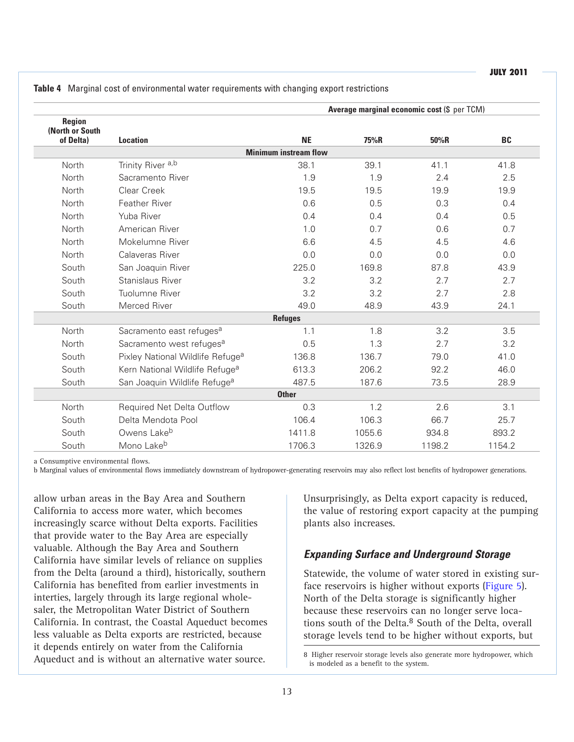**Table 4** Marginal cost of environmental water requirements with changing export restrictions

| Region (North or South of Delta) | Location | Average marginal economic cost ($ per TCM) | | | |
|---|---|---|---|---|---|
| | | NE | 75%R | 50%R | BC |
| **Minimum instream flow** | | | | | |
| North | Trinity River [a,b] | 38.1 | 39.1 | 41.1 | 41.8 |
| North | Sacramento River | 1.9 | 1.9 | 2.4 | 2.5 |
| North | Clear Creek | 19.5 | 19.5 | 19.9 | 19.9 |
| North | Feather River | 0.6 | 0.5 | 0.3 | 0.4 |
| North | Yuba River | 0.4 | 0.4 | 0.4 | 0.5 |
| North | American River | 1.0 | 0.7 | 0.6 | 0.7 |
| North | Mokelumne River | 6.6 | 4.5 | 4.5 | 4.6 |
| North | Calaveras River | 0.0 | 0.0 | 0.0 | 0.0 |
| South | San Joaquin River | 225.0 | 169.8 | 87.8 | 43.9 |
| South | Stanislaus River | 3.2 | 3.2 | 2.7 | 2.7 |
| South | Tuolumne River | 3.2 | 3.2 | 2.7 | 2.8 |
| South | Merced River | 49.0 | 48.9 | 43.9 | 24.1 |
| **Refuges** | | | | | |
| North | Sacramento east refuges[a] | 1.1 | 1.8 | 3.2 | 3.5 |
| North | Sacramento west refuges[a] | 0.5 | 1.3 | 2.7 | 3.2 |
| South | Pixley National Wildlife Refuge[a] | 136.8 | 136.7 | 79.0 | 41.0 |
| South | Kern National Wildlife Refuge[a] | 613.3 | 206.2 | 92.2 | 46.0 |
| South | San Joaquin Wildlife Refuge[a] | 487.5 | 187.6 | 73.5 | 28.9 |
| **Other** | | | | | |
| North | Required Net Delta Outflow | 0.3 | 1.2 | 2.6 | 3.1 |
| South | Delta Mendota Pool | 106.4 | 106.3 | 66.7 | 25.7 |
| South | Owens Lake[b] | 1411.8 | 1055.6 | 934.8 | 893.2 |
| South | Mono Lake[b] | 1706.3 | 1326.9 | 1198.2 | 1154.2 |

a Consumptive environmental flows.
b Marginal values of environmental flows immediately downstream of hydropower-generating reservoirs may also reflect lost benefits of hydropower generations.

allow urban areas in the Bay Area and Southern California to access more water, which becomes increasingly scarce without Delta exports. Facilities that provide water to the Bay Area are especially valuable. Although the Bay Area and Southern California have similar levels of reliance on supplies from the Delta (around a third), historically, southern California has benefited from earlier investments in interties, largely through its large regional wholesaler, the Metropolitan Water District of Southern California. In contrast, the Coastal Aqueduct becomes less valuable as Delta exports are restricted, because it depends entirely on water from the California Aqueduct and is without an alternative water source. Unsurprisingly, as Delta export capacity is reduced, the value of restoring export capacity at the pumping plants also increases.

### Expanding Surface and Underground Storage

Statewide, the volume of water stored in existing surface reservoirs is higher without exports (Figure 5). North of the Delta storage is significantly higher because these reservoirs can no longer serve locations south of the Delta.[8] South of the Delta, overall storage levels tend to be higher without exports, but

8 Higher reservoir storage levels also generate more hydropower, which is modeled as a benefit to the system.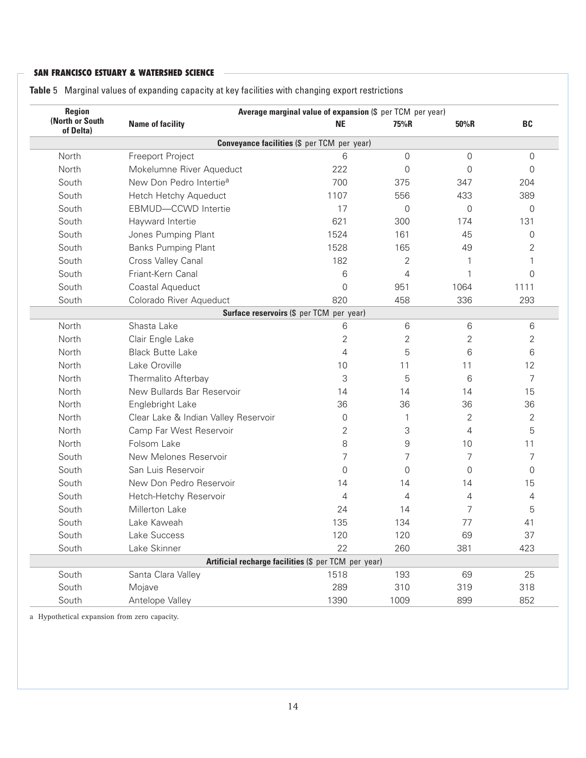**Table 5** Marginal values of expanding capacity at key facilities with changing export restrictions

| Region (North or South of Delta) | Name of facility | Average marginal value of expansion ($ per TCM per year) | | | |
|---|---|---|---|---|---|
| | | NE | 75%R | 50%R | BC |
| **Conveyance facilities ($ per TCM per year)** | | | | | |
| North | Freeport Project | 6 | 0 | 0 | 0 |
| North | Mokelumne River Aqueduct | 222 | 0 | 0 | 0 |
| South | New Don Pedro Intertie[a] | 700 | 375 | 347 | 204 |
| South | Hetch Hetchy Aqueduct | 1107 | 556 | 433 | 389 |
| South | EBMUD—CCWD Intertie | 17 | 0 | 0 | 0 |
| South | Hayward Intertie | 621 | 300 | 174 | 131 |
| South | Jones Pumping Plant | 1524 | 161 | 45 | 0 |
| South | Banks Pumping Plant | 1528 | 165 | 49 | 2 |
| South | Cross Valley Canal | 182 | 2 | 1 | 1 |
| South | Friant-Kern Canal | 6 | 4 | 1 | 0 |
| South | Coastal Aqueduct | 0 | 951 | 1064 | 1111 |
| South | Colorado River Aqueduct | 820 | 458 | 336 | 293 |
| **Surface reservoirs ($ per TCM per year)** | | | | | |
| North | Shasta Lake | 6 | 6 | 6 | 6 |
| North | Clair Engle Lake | 2 | 2 | 2 | 2 |
| North | Black Butte Lake | 4 | 5 | 6 | 6 |
| North | Lake Oroville | 10 | 11 | 11 | 12 |
| North | Thermalito Afterbay | 3 | 5 | 6 | 7 |
| North | New Bullards Bar Reservoir | 14 | 14 | 14 | 15 |
| North | Englebright Lake | 36 | 36 | 36 | 36 |
| North | Clear Lake & Indian Valley Reservoir | 0 | 1 | 2 | 2 |
| North | Camp Far West Reservoir | 2 | 3 | 4 | 5 |
| North | Folsom Lake | 8 | 9 | 10 | 11 |
| South | New Melones Reservoir | 7 | 7 | 7 | 7 |
| South | San Luis Reservoir | 0 | 0 | 0 | 0 |
| South | New Don Pedro Reservoir | 14 | 14 | 14 | 15 |
| South | Hetch-Hetchy Reservoir | 4 | 4 | 4 | 4 |
| South | Millerton Lake | 24 | 14 | 7 | 5 |
| South | Lake Kaweah | 135 | 134 | 77 | 41 |
| South | Lake Success | 120 | 120 | 69 | 37 |
| South | Lake Skinner | 22 | 260 | 381 | 423 |
| **Artificial recharge facilities ($ per TCM per year)** | | | | | |
| South | Santa Clara Valley | 1518 | 193 | 69 | 25 |
| South | Mojave | 289 | 310 | 319 | 318 |
| South | Antelope Valley | 1390 | 1009 | 899 | 852 |

a Hypothetical expansion from zero capacity.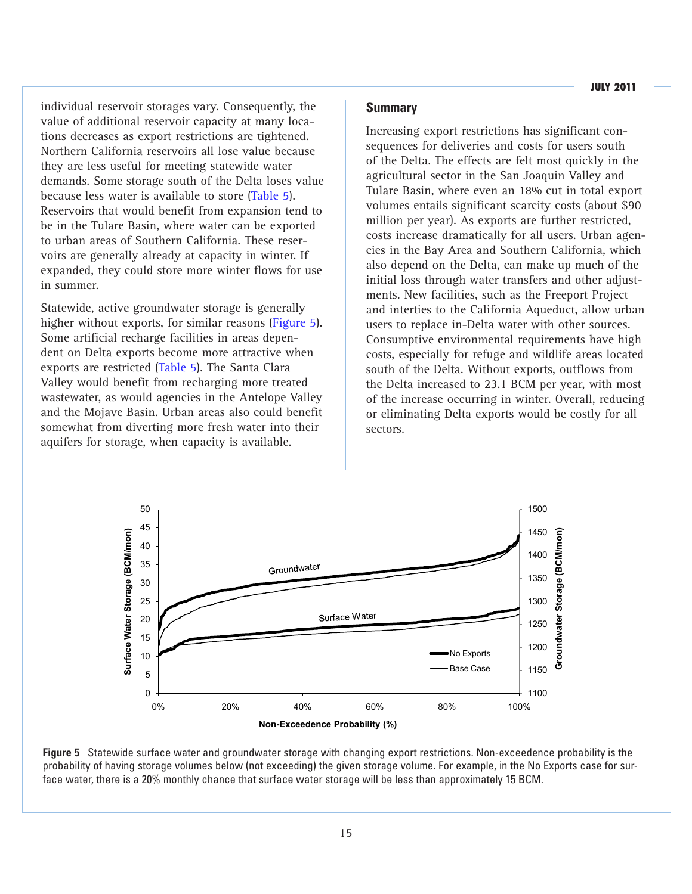individual reservoir storages vary. Consequently, the value of additional reservoir capacity at many locations decreases as export restrictions are tightened. Northern California reservoirs all lose value because they are less useful for meeting statewide water demands. Some storage south of the Delta loses value because less water is available to store (Table 5). Reservoirs that would benefit from expansion tend to be in the Tulare Basin, where water can be exported to urban areas of Southern California. These reservoirs are generally already at capacity in winter. If expanded, they could store more winter flows for use in summer.

Statewide, active groundwater storage is generally higher without exports, for similar reasons (Figure 5). Some artificial recharge facilities in areas dependent on Delta exports become more attractive when exports are restricted (Table 5). The Santa Clara Valley would benefit from recharging more treated wastewater, as would agencies in the Antelope Valley and the Mojave Basin. Urban areas also could benefit somewhat from diverting more fresh water into their aquifers for storage, when capacity is available.

## Summary

Increasing export restrictions has significant consequences for deliveries and costs for users south of the Delta. The effects are felt most quickly in the agricultural sector in the San Joaquin Valley and Tulare Basin, where even an 18% cut in total export volumes entails significant scarcity costs (about $90 million per year). As exports are further restricted, costs increase dramatically for all users. Urban agencies in the Bay Area and Southern California, which also depend on the Delta, can make up much of the initial loss through water transfers and other adjustments. New facilities, such as the Freeport Project and interties to the California Aqueduct, allow urban users to replace in-Delta water with other sources. Consumptive environmental requirements have high costs, especially for refuge and wildlife areas located south of the Delta. Without exports, outflows from the Delta increased to 23.1 BCM per year, with most of the increase occurring in winter. Overall, reducing or eliminating Delta exports would be costly for all sectors.

**Figure 5** Statewide surface water and groundwater storage with changing export restrictions. Non-exceedence probability is the probability of having storage volumes below (not exceeding) the given storage volume. For example, in the No Exports case for surface water, there is a 20% monthly chance that surface water storage will be less than approximately 15 BCM.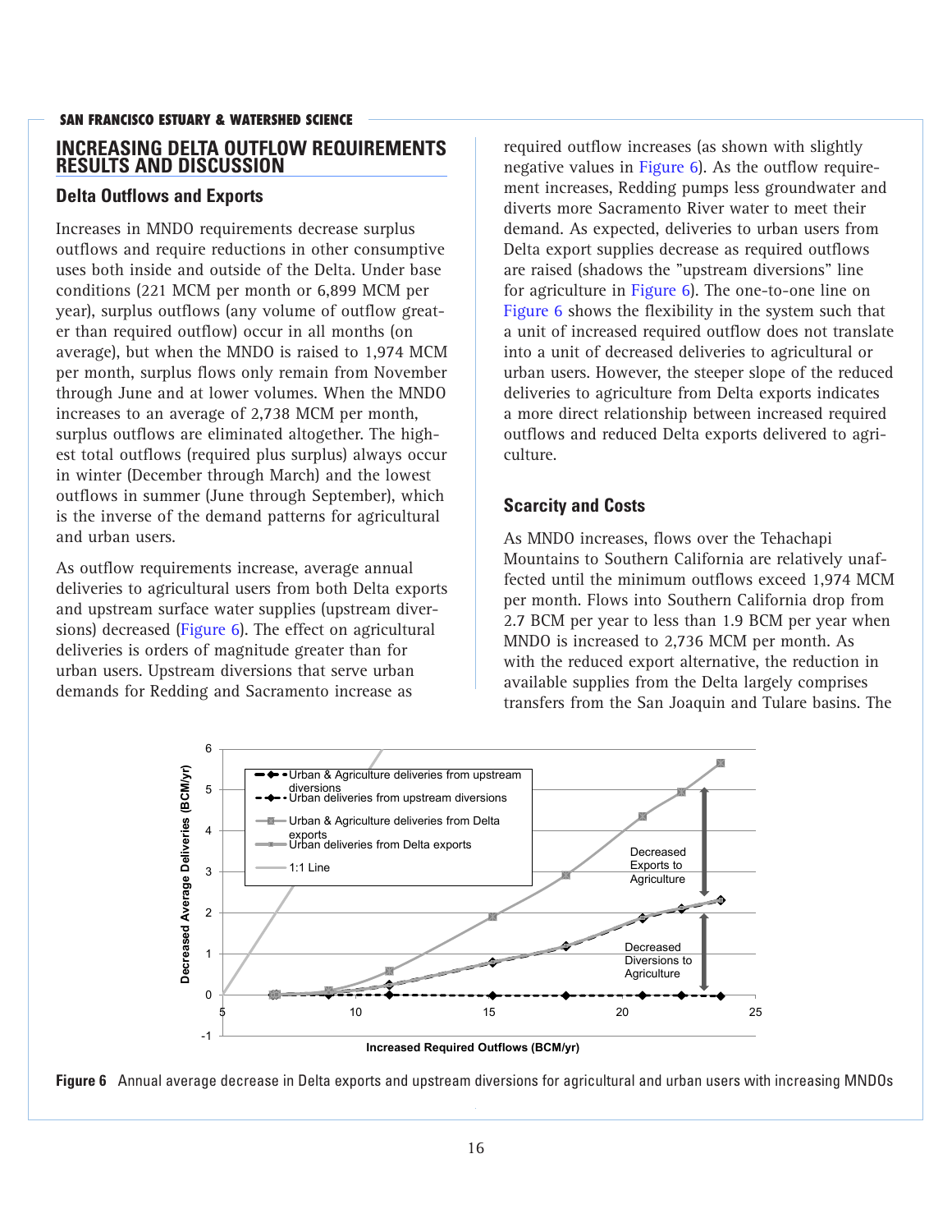## INCREASING DELTA OUTFLOW REQUIREMENTS RESULTS AND DISCUSSION

### Delta Outflows and Exports

Increases in MNDO requirements decrease surplus outflows and require reductions in other consumptive uses both inside and outside of the Delta. Under base conditions (221 MCM per month or 6,899 MCM per year), surplus outflows (any volume of outflow greater than required outflow) occur in all months (on average), but when the MNDO is raised to 1,974 MCM per month, surplus flows only remain from November through June and at lower volumes. When the MNDO increases to an average of 2,738 MCM per month, surplus outflows are eliminated altogether. The highest total outflows (required plus surplus) always occur in winter (December through March) and the lowest outflows in summer (June through September), which is the inverse of the demand patterns for agricultural and urban users.

As outflow requirements increase, average annual deliveries to agricultural users from both Delta exports and upstream surface water supplies (upstream diversions) decreased (Figure 6). The effect on agricultural deliveries is orders of magnitude greater than for urban users. Upstream diversions that serve urban demands for Redding and Sacramento increase as required outflow increases (as shown with slightly negative values in Figure 6). As the outflow requirement increases, Redding pumps less groundwater and diverts more Sacramento River water to meet their demand. As expected, deliveries to urban users from Delta export supplies decrease as required outflows are raised (shadows the "upstream diversions" line for agriculture in Figure 6). The one-to-one line on Figure 6 shows the flexibility in the system such that a unit of increased required outflow does not translate into a unit of decreased deliveries to agricultural or urban users. However, the steeper slope of the reduced deliveries to agriculture from Delta exports indicates a more direct relationship between increased required outflows and reduced Delta exports delivered to agriculture.

### Scarcity and Costs

As MNDO increases, flows over the Tehachapi Mountains to Southern California are relatively unaffected until the minimum outflows exceed 1,974 MCM per month. Flows into Southern California drop from 2.7 BCM per year to less than 1.9 BCM per year when MNDO is increased to 2,736 MCM per month. As with the reduced export alternative, the reduction in available supplies from the Delta largely comprises transfers from the San Joaquin and Tulare basins. The

**Figure 6** Annual average decrease in Delta exports and upstream diversions for agricultural and urban users with increasing MNDOs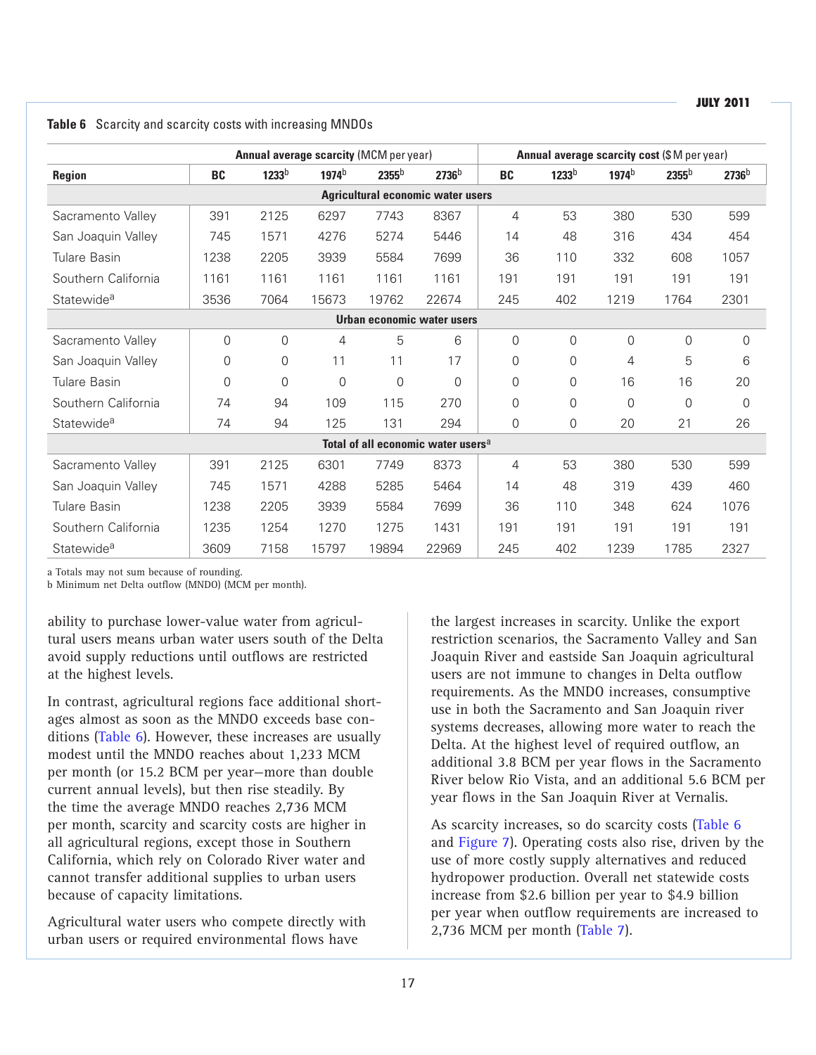**Table 6** Scarcity and scarcity costs with increasing MNDOs

| Region | Annual average scarcity (MCM per year) | | | | | Annual average scarcity cost ($ M per year) | | | | |
|---|---|---|---|---|---|---|---|---|---|---|
| | BC | 1233[b] | 1974[b] | 2355[b] | 2736[b] | BC | 1233[b] | 1974[b] | 2355[b] | 2736[b] |
| **Agricultural economic water users** | | | | | | | | | | |
| Sacramento Valley | 391 | 2125 | 6297 | 7743 | 8367 | 4 | 53 | 380 | 530 | 599 |
| San Joaquin Valley | 745 | 1571 | 4276 | 5274 | 5446 | 14 | 48 | 316 | 434 | 454 |
| Tulare Basin | 1238 | 2205 | 3939 | 5584 | 7699 | 36 | 110 | 332 | 608 | 1057 |
| Southern California | 1161 | 1161 | 1161 | 1161 | 1161 | 191 | 191 | 191 | 191 | 191 |
| Statewide[a] | 3536 | 7064 | 15673 | 19762 | 22674 | 245 | 402 | 1219 | 1764 | 2301 |
| **Urban economic water users** | | | | | | | | | | |
| Sacramento Valley | 0 | 0 | 4 | 5 | 6 | 0 | 0 | 0 | 0 | 0 |
| San Joaquin Valley | 0 | 0 | 11 | 11 | 17 | 0 | 0 | 4 | 5 | 6 |
| Tulare Basin | 0 | 0 | 0 | 0 | 0 | 0 | 0 | 16 | 16 | 20 |
| Southern California | 74 | 94 | 109 | 115 | 270 | 0 | 0 | 0 | 0 | 0 |
| Statewide[a] | 74 | 94 | 125 | 131 | 294 | 0 | 0 | 20 | 21 | 26 |
| **Total of all economic water users[a]** | | | | | | | | | | |
| Sacramento Valley | 391 | 2125 | 6301 | 7749 | 8373 | 4 | 53 | 380 | 530 | 599 |
| San Joaquin Valley | 745 | 1571 | 4288 | 5285 | 5464 | 14 | 48 | 319 | 439 | 460 |
| Tulare Basin | 1238 | 2205 | 3939 | 5584 | 7699 | 36 | 110 | 348 | 624 | 1076 |
| Southern California | 1235 | 1254 | 1270 | 1275 | 1431 | 191 | 191 | 191 | 191 | 191 |
| Statewide[a] | 3609 | 7158 | 15797 | 19894 | 22969 | 245 | 402 | 1239 | 1785 | 2327 |

a Totals may not sum because of rounding.
b Minimum net Delta outflow (MNDO) (MCM per month).

ability to purchase lower-value water from agricultural users means urban water users south of the Delta avoid supply reductions until outflows are restricted at the highest levels.

In contrast, agricultural regions face additional shortages almost as soon as the MNDO exceeds base conditions (Table 6). However, these increases are usually modest until the MNDO reaches about 1,233 MCM per month (or 15.2 BCM per year—more than double current annual levels), but then rise steadily. By the time the average MNDO reaches 2,736 MCM per month, scarcity and scarcity costs are higher in all agricultural regions, except those in Southern California, which rely on Colorado River water and cannot transfer additional supplies to urban users because of capacity limitations.

Agricultural water users who compete directly with urban users or required environmental flows have the largest increases in scarcity. Unlike the export restriction scenarios, the Sacramento Valley and San Joaquin River and eastside San Joaquin agricultural users are not immune to changes in Delta outflow requirements. As the MNDO increases, consumptive use in both the Sacramento and San Joaquin river systems decreases, allowing more water to reach the Delta. At the highest level of required outflow, an additional 3.8 BCM per year flows in the Sacramento River below Rio Vista, and an additional 5.6 BCM per year flows in the San Joaquin River at Vernalis.

As scarcity increases, so do scarcity costs (Table 6 and Figure 7). Operating costs also rise, driven by the use of more costly supply alternatives and reduced hydropower production. Overall net statewide costs increase from $2.6 billion per year to $4.9 billion per year when outflow requirements are increased to 2,736 MCM per month (Table 7).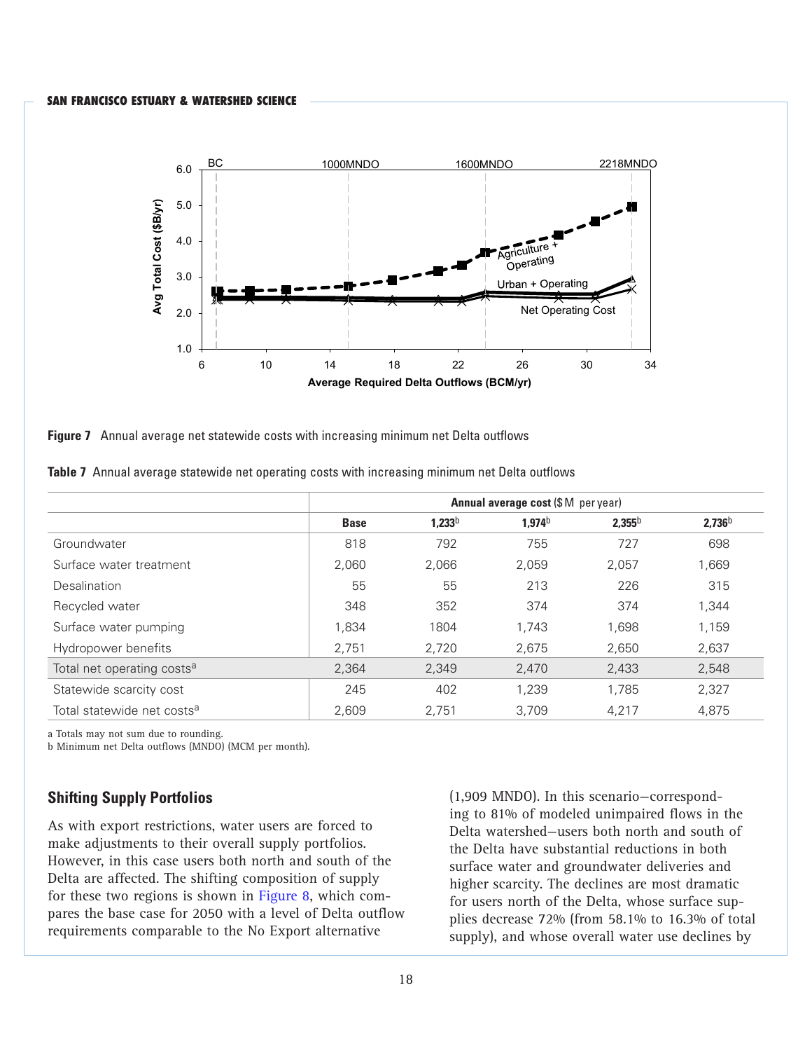**Figure 7** Annual average net statewide costs with increasing minimum net Delta outflows

**Table 7** Annual average statewide net operating costs with increasing minimum net Delta outflows

| | Annual average cost ($ M per year) | | | | |
|---|---|---|---|---|---|
| | **Base** | **1,233[b]** | **1,974[b]** | **2,355[b]** | **2,736[b]** |
| Groundwater | 818 | 792 | 755 | 727 | 698 |
| Surface water treatment | 2,060 | 2,066 | 2,059 | 2,057 | 1,669 |
| Desalination | 55 | 55 | 213 | 226 | 315 |
| Recycled water | 348 | 352 | 374 | 374 | 1,344 |
| Surface water pumping | 1,834 | 1804 | 1,743 | 1,698 | 1,159 |
| Hydropower benefits | 2,751 | 2,720 | 2,675 | 2,650 | 2,637 |
| Total net operating costs[a] | 2,364 | 2,349 | 2,470 | 2,433 | 2,548 |
| Statewide scarcity cost | 245 | 402 | 1,239 | 1,785 | 2,327 |
| Total statewide net costs[a] | 2,609 | 2,751 | 3,709 | 4,217 | 4,875 |

a Totals may not sum due to rounding.
b Minimum net Delta outflows (MNDO) (MCM per month).

## Shifting Supply Portfolios

As with export restrictions, water users are forced to make adjustments to their overall supply portfolios. However, in this case users both north and south of the Delta are affected. The shifting composition of supply for these two regions is shown in Figure 8, which compares the base case for 2050 with a level of Delta outflow requirements comparable to the No Export alternative (1,909 MNDO). In this scenario—corresponding to 81% of modeled unimpaired flows in the Delta watershed—users both north and south of the Delta have substantial reductions in both surface water and groundwater deliveries and higher scarcity. The declines are most dramatic for users north of the Delta, whose surface supplies decrease 72% (from 58.1% to 16.3% of total supply), and whose overall water use declines by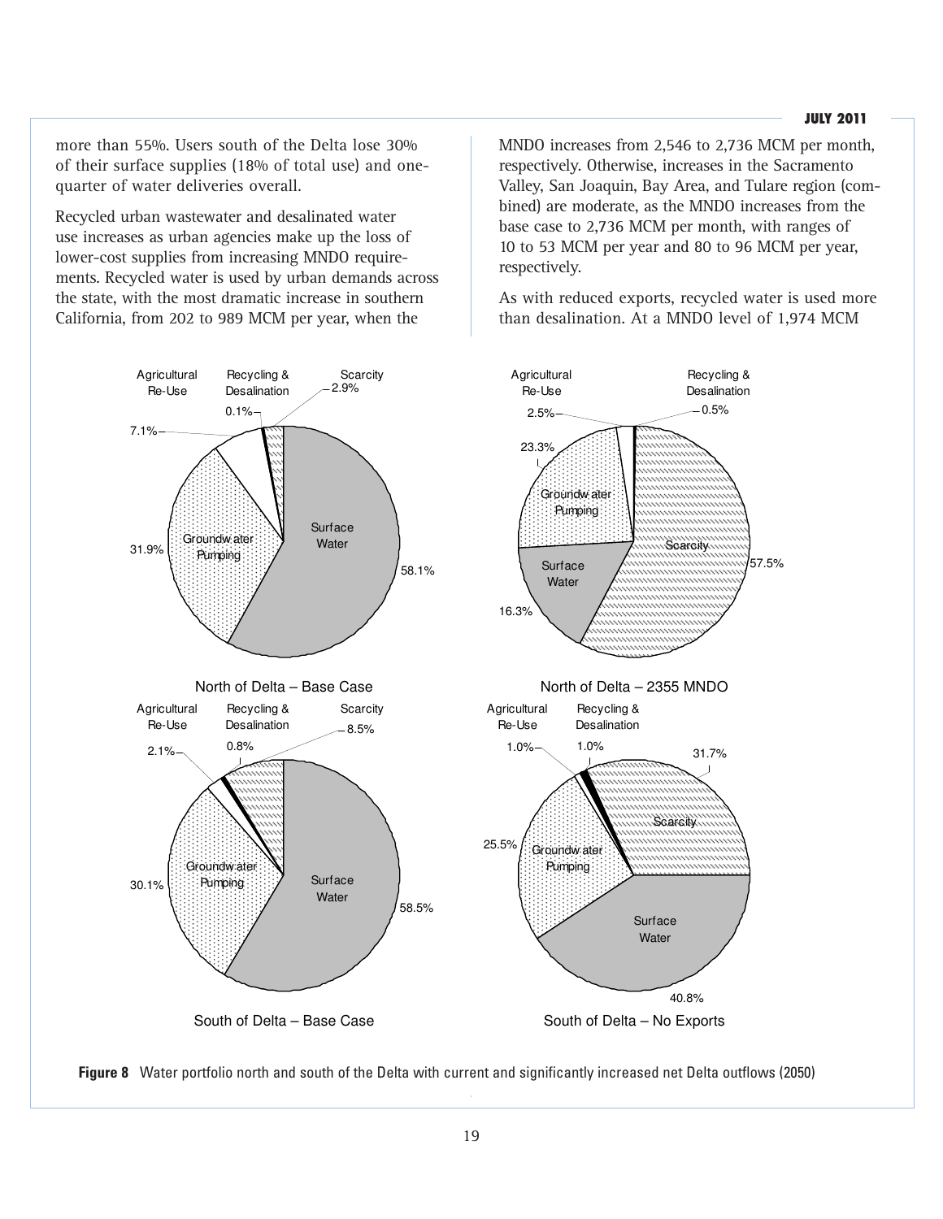more than 55%. Users south of the Delta lose 30% of their surface supplies (18% of total use) and one-quarter of water deliveries overall.

Recycled urban wastewater and desalinated water use increases as urban agencies make up the loss of lower-cost supplies from increasing MNDO requirements. Recycled water is used by urban demands across the state, with the most dramatic increase in southern California, from 202 to 989 MCM per year, when the MNDO increases from 2,546 to 2,736 MCM per month, respectively. Otherwise, increases in the Sacramento Valley, San Joaquin, Bay Area, and Tulare region (combined) are moderate, as the MNDO increases from the base case to 2,736 MCM per month, with ranges of 10 to 53 MCM per year and 80 to 96 MCM per year, respectively.

As with reduced exports, recycled water is used more than desalination. At a MNDO level of 1,974 MCM

**Figure 8** Water portfolio north and south of the Delta with current and significantly increased net Delta outflows (2050)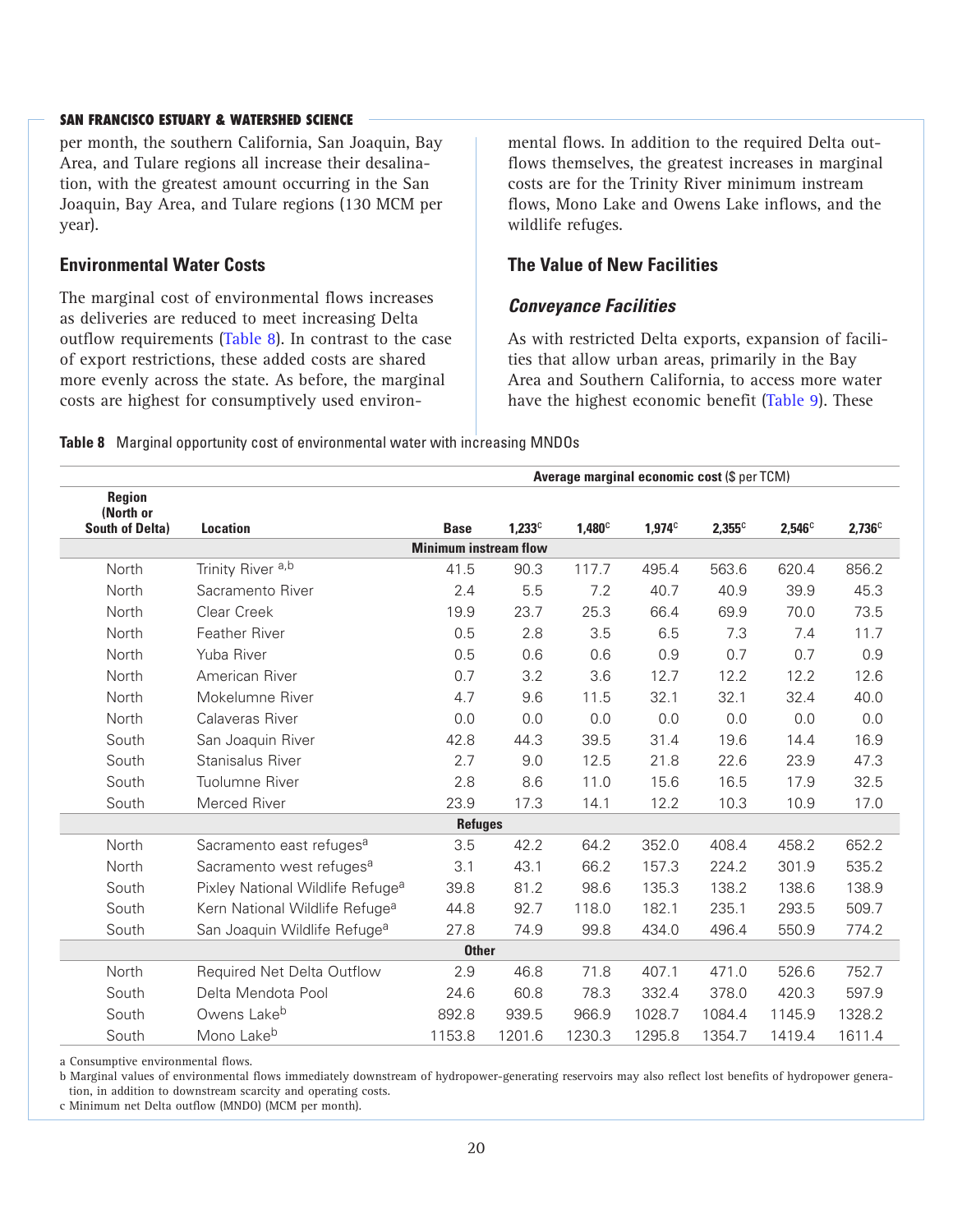per month, the southern California, San Joaquin, Bay Area, and Tulare regions all increase their desalination, with the greatest amount occurring in the San Joaquin, Bay Area, and Tulare regions (130 MCM per year).

### Environmental Water Costs

The marginal cost of environmental flows increases as deliveries are reduced to meet increasing Delta outflow requirements (Table 8). In contrast to the case of export restrictions, these added costs are shared more evenly across the state. As before, the marginal costs are highest for consumptively used environmental flows. In addition to the required Delta outflows themselves, the greatest increases in marginal costs are for the Trinity River minimum instream flows, Mono Lake and Owens Lake inflows, and the wildlife refuges.

### The Value of New Facilities

#### *Conveyance Facilities*

As with restricted Delta exports, expansion of facilities that allow urban areas, primarily in the Bay Area and Southern California, to access more water have the highest economic benefit (Table 9). These

**Table 8** Marginal opportunity cost of environmental water with increasing MNDOs

| Region (North or South of Delta) | Location | Average marginal economic cost ($ per TCM) | | | | | | |
|---|---|---|---|---|---|---|---|---|
| | | Base | 1,233[c] | 1,480[c] | 1,974[c] | 2,355[c] | 2,546[c] | 2,736[c] |
| | **Minimum instream flow** | | | | | | | |
| North | Trinity River [a,b] | 41.5 | 90.3 | 117.7 | 495.4 | 563.6 | 620.4 | 856.2 |
| North | Sacramento River | 2.4 | 5.5 | 7.2 | 40.7 | 40.9 | 39.9 | 45.3 |
| North | Clear Creek | 19.9 | 23.7 | 25.3 | 66.4 | 69.9 | 70.0 | 73.5 |
| North | Feather River | 0.5 | 2.8 | 3.5 | 6.5 | 7.3 | 7.4 | 11.7 |
| North | Yuba River | 0.5 | 0.6 | 0.6 | 0.9 | 0.7 | 0.7 | 0.9 |
| North | American River | 0.7 | 3.2 | 3.6 | 12.7 | 12.2 | 12.2 | 12.6 |
| North | Mokelumne River | 4.7 | 9.6 | 11.5 | 32.1 | 32.1 | 32.4 | 40.0 |
| North | Calaveras River | 0.0 | 0.0 | 0.0 | 0.0 | 0.0 | 0.0 | 0.0 |
| South | San Joaquin River | 42.8 | 44.3 | 39.5 | 31.4 | 19.6 | 14.4 | 16.9 |
| South | Stanisalus River | 2.7 | 9.0 | 12.5 | 21.8 | 22.6 | 23.9 | 47.3 |
| South | Tuolumne River | 2.8 | 8.6 | 11.0 | 15.6 | 16.5 | 17.9 | 32.5 |
| South | Merced River | 23.9 | 17.3 | 14.1 | 12.2 | 10.3 | 10.9 | 17.0 |
| | **Refuges** | | | | | | | |
| North | Sacramento east refuges[a] | 3.5 | 42.2 | 64.2 | 352.0 | 408.4 | 458.2 | 652.2 |
| North | Sacramento west refuges[a] | 3.1 | 43.1 | 66.2 | 157.3 | 224.2 | 301.9 | 535.2 |
| South | Pixley National Wildlife Refuge[a] | 39.8 | 81.2 | 98.6 | 135.3 | 138.2 | 138.6 | 138.9 |
| South | Kern National Wildlife Refuge[a] | 44.8 | 92.7 | 118.0 | 182.1 | 235.1 | 293.5 | 509.7 |
| South | San Joaquin Wildlife Refuge[a] | 27.8 | 74.9 | 99.8 | 434.0 | 496.4 | 550.9 | 774.2 |
| | **Other** | | | | | | | |
| North | Required Net Delta Outflow | 2.9 | 46.8 | 71.8 | 407.1 | 471.0 | 526.6 | 752.7 |
| South | Delta Mendota Pool | 24.6 | 60.8 | 78.3 | 332.4 | 378.0 | 420.3 | 597.9 |
| South | Owens Lake[b] | 892.8 | 939.5 | 966.9 | 1028.7 | 1084.4 | 1145.9 | 1328.2 |
| South | Mono Lake[b] | 1153.8 | 1201.6 | 1230.3 | 1295.8 | 1354.7 | 1419.4 | 1611.4 |

a Consumptive environmental flows.
b Marginal values of environmental flows immediately downstream of hydropower-generating reservoirs may also reflect lost benefits of hydropower generation, in addition to downstream scarcity and operating costs.
c Minimum net Delta outflow (MNDO) (MCM per month).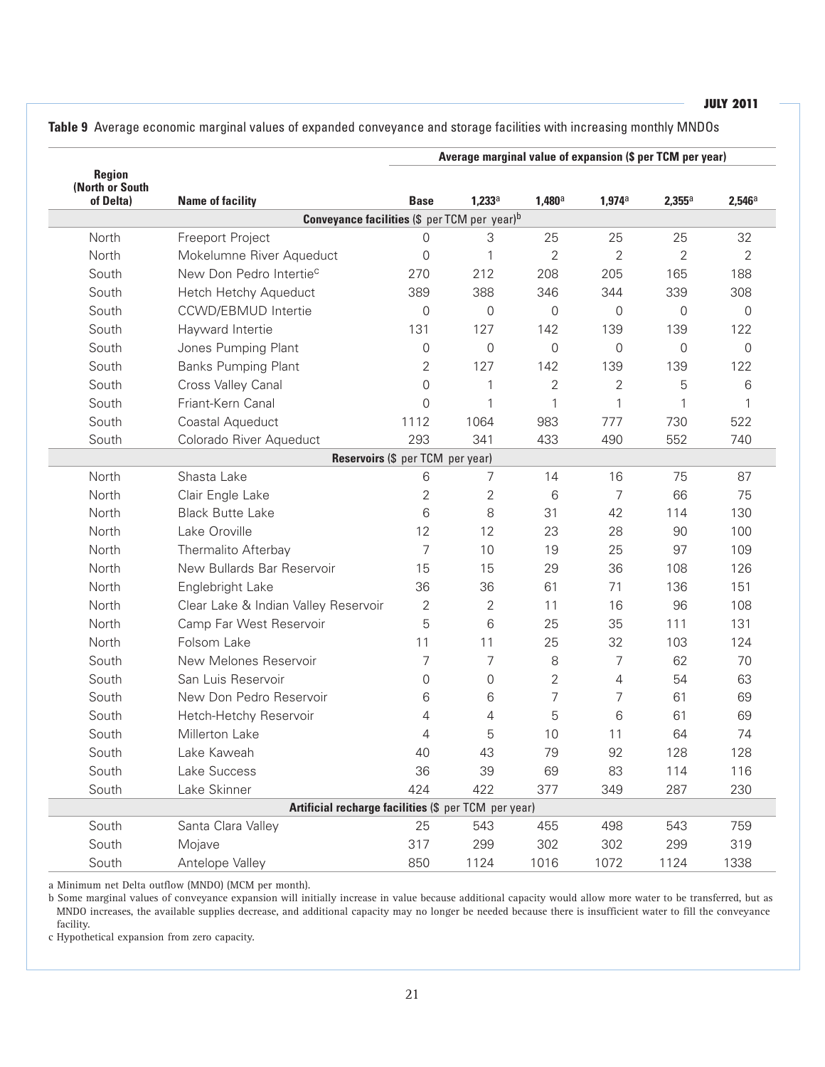**Table 9** Average economic marginal values of expanded conveyance and storage facilities with increasing monthly MNDOs

| Region (North or South of Delta) | Name of facility | Average marginal value of expansion ($ per TCM per year) | | | | | |
|---|---|---|---|---|---|---|---|
| | | Base | 1,233[a] | 1,480[a] | 1,974[a] | 2,355[a] | 2,546[a] |
| **Conveyance facilities ($ per TCM per year)[b]** | | | | | | | |
| North | Freeport Project | 0 | 3 | 25 | 25 | 25 | 32 |
| North | Mokelumne River Aqueduct | 0 | 1 | 2 | 2 | 2 | 2 |
| South | New Don Pedro Intertie[c] | 270 | 212 | 208 | 205 | 165 | 188 |
| South | Hetch Hetchy Aqueduct | 389 | 388 | 346 | 344 | 339 | 308 |
| South | CCWD/EBMUD Intertie | 0 | 0 | 0 | 0 | 0 | 0 |
| South | Hayward Intertie | 131 | 127 | 142 | 139 | 139 | 122 |
| South | Jones Pumping Plant | 0 | 0 | 0 | 0 | 0 | 0 |
| South | Banks Pumping Plant | 2 | 127 | 142 | 139 | 139 | 122 |
| South | Cross Valley Canal | 0 | 1 | 2 | 2 | 5 | 6 |
| South | Friant-Kern Canal | 0 | 1 | 1 | 1 | 1 | 1 |
| South | Coastal Aqueduct | 1112 | 1064 | 983 | 777 | 730 | 522 |
| South | Colorado River Aqueduct | 293 | 341 | 433 | 490 | 552 | 740 |
| **Reservoirs ($ per TCM per year)** | | | | | | | |
| North | Shasta Lake | 6 | 7 | 14 | 16 | 75 | 87 |
| North | Clair Engle Lake | 2 | 2 | 6 | 7 | 66 | 75 |
| North | Black Butte Lake | 6 | 8 | 31 | 42 | 114 | 130 |
| North | Lake Oroville | 12 | 12 | 23 | 28 | 90 | 100 |
| North | Thermalito Afterbay | 7 | 10 | 19 | 25 | 97 | 109 |
| North | New Bullards Bar Reservoir | 15 | 15 | 29 | 36 | 108 | 126 |
| North | Englebright Lake | 36 | 36 | 61 | 71 | 136 | 151 |
| North | Clear Lake & Indian Valley Reservoir | 2 | 2 | 11 | 16 | 96 | 108 |
| North | Camp Far West Reservoir | 5 | 6 | 25 | 35 | 111 | 131 |
| North | Folsom Lake | 11 | 11 | 25 | 32 | 103 | 124 |
| South | New Melones Reservoir | 7 | 7 | 8 | 7 | 62 | 70 |
| South | San Luis Reservoir | 0 | 0 | 2 | 4 | 54 | 63 |
| South | New Don Pedro Reservoir | 6 | 6 | 7 | 7 | 61 | 69 |
| South | Hetch-Hetchy Reservoir | 4 | 4 | 5 | 6 | 61 | 69 |
| South | Millerton Lake | 4 | 5 | 10 | 11 | 64 | 74 |
| South | Lake Kaweah | 40 | 43 | 79 | 92 | 128 | 128 |
| South | Lake Success | 36 | 39 | 69 | 83 | 114 | 116 |
| South | Lake Skinner | 424 | 422 | 377 | 349 | 287 | 230 |
| **Artificial recharge facilities ($ per TCM per year)** | | | | | | | |
| South | Santa Clara Valley | 25 | 543 | 455 | 498 | 543 | 759 |
| South | Mojave | 317 | 299 | 302 | 302 | 299 | 319 |
| South | Antelope Valley | 850 | 1124 | 1016 | 1072 | 1124 | 1338 |

a Minimum net Delta outflow (MNDO) (MCM per month).

b Some marginal values of conveyance expansion will initially increase in value because additional capacity would allow more water to be transferred, but as MNDO increases, the available supplies decrease, and additional capacity may no longer be needed because there is insufficient water to fill the conveyance facility.

c Hypothetical expansion from zero capacity.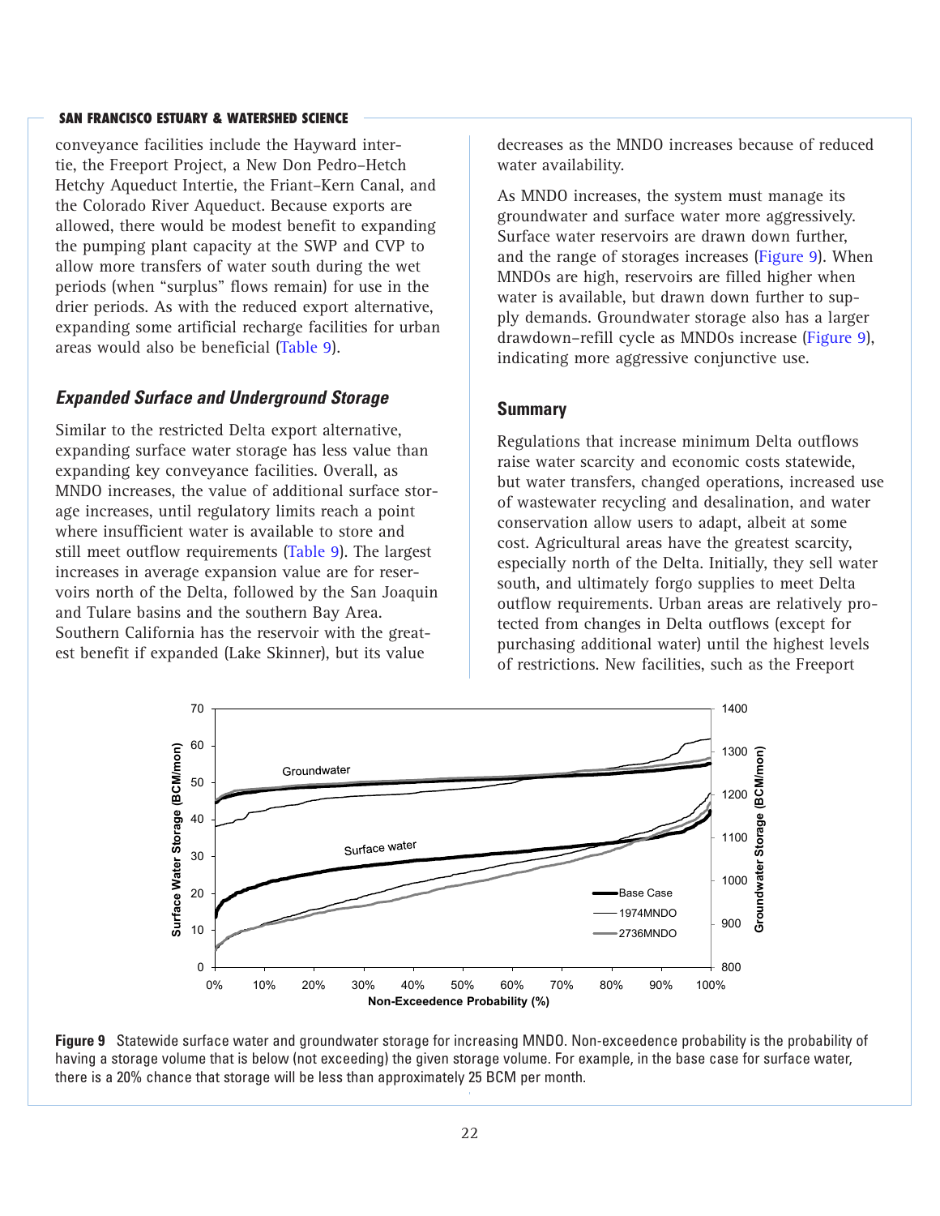conveyance facilities include the Hayward intertie, the Freeport Project, a New Don Pedro–Hetch Hetchy Aqueduct Intertie, the Friant–Kern Canal, and the Colorado River Aqueduct. Because exports are allowed, there would be modest benefit to expanding the pumping plant capacity at the SWP and CVP to allow more transfers of water south during the wet periods (when "surplus" flows remain) for use in the drier periods. As with the reduced export alternative, expanding some artificial recharge facilities for urban areas would also be beneficial (Table 9).

### *Expanded Surface and Underground Storage*

Similar to the restricted Delta export alternative, expanding surface water storage has less value than expanding key conveyance facilities. Overall, as MNDO increases, the value of additional surface storage increases, until regulatory limits reach a point where insufficient water is available to store and still meet outflow requirements (Table 9). The largest increases in average expansion value are for reservoirs north of the Delta, followed by the San Joaquin and Tulare basins and the southern Bay Area. Southern California has the reservoir with the greatest benefit if expanded (Lake Skinner), but its value decreases as the MNDO increases because of reduced water availability.

As MNDO increases, the system must manage its groundwater and surface water more aggressively. Surface water reservoirs are drawn down further, and the range of storages increases (Figure 9). When MNDOs are high, reservoirs are filled higher when water is available, but drawn down further to supply demands. Groundwater storage also has a larger drawdown–refill cycle as MNDOs increase (Figure 9), indicating more aggressive conjunctive use.

## Summary

Regulations that increase minimum Delta outflows raise water scarcity and economic costs statewide, but water transfers, changed operations, increased use of wastewater recycling and desalination, and water conservation allow users to adapt, albeit at some cost. Agricultural areas have the greatest scarcity, especially north of the Delta. Initially, they sell water south, and ultimately forgo supplies to meet Delta outflow requirements. Urban areas are relatively protected from changes in Delta outflows (except for purchasing additional water) until the highest levels of restrictions. New facilities, such as the Freeport

**Figure 9** Statewide surface water and groundwater storage for increasing MNDO. Non-exceedence probability is the probability of having a storage volume that is below (not exceeding) the given storage volume. For example, in the base case for surface water, there is a 20% chance that storage will be less than approximately 25 BCM per month.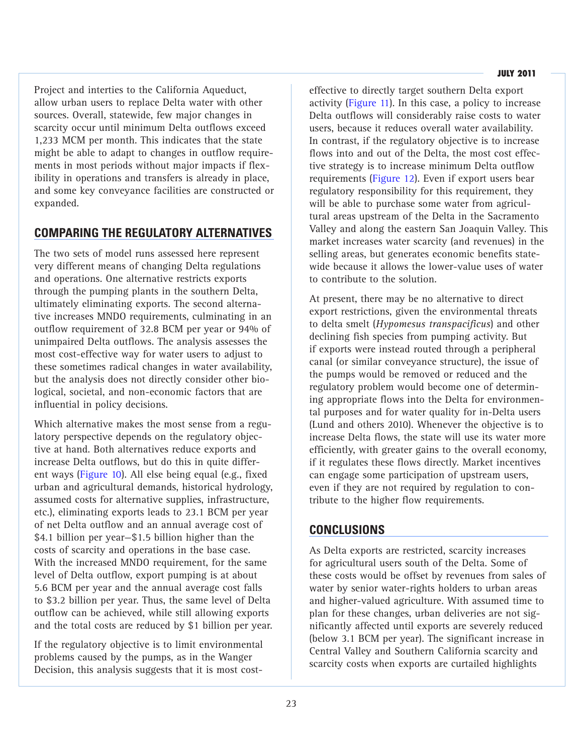Project and interties to the California Aqueduct, allow urban users to replace Delta water with other sources. Overall, statewide, few major changes in scarcity occur until minimum Delta outflows exceed 1,233 MCM per month. This indicates that the state might be able to adapt to changes in outflow requirements in most periods without major impacts if flexibility in operations and transfers is already in place, and some key conveyance facilities are constructed or expanded.

## COMPARING THE REGULATORY ALTERNATIVES

The two sets of model runs assessed here represent very different means of changing Delta regulations and operations. One alternative restricts exports through the pumping plants in the southern Delta, ultimately eliminating exports. The second alternative increases MNDO requirements, culminating in an outflow requirement of 32.8 BCM per year or 94% of unimpaired Delta outflows. The analysis assesses the most cost-effective way for water users to adjust to these sometimes radical changes in water availability, but the analysis does not directly consider other biological, societal, and non-economic factors that are influential in policy decisions.

Which alternative makes the most sense from a regulatory perspective depends on the regulatory objective at hand. Both alternatives reduce exports and increase Delta outflows, but do this in quite different ways (Figure 10). All else being equal (e.g., fixed urban and agricultural demands, historical hydrology, assumed costs for alternative supplies, infrastructure, etc.), eliminating exports leads to 23.1 BCM per year of net Delta outflow and an annual average cost of $4.1 billion per year—$1.5 billion higher than the costs of scarcity and operations in the base case. With the increased MNDO requirement, for the same level of Delta outflow, export pumping is at about 5.6 BCM per year and the annual average cost falls to $3.2 billion per year. Thus, the same level of Delta outflow can be achieved, while still allowing exports and the total costs are reduced by $1 billion per year.

If the regulatory objective is to limit environmental problems caused by the pumps, as in the Wanger Decision, this analysis suggests that it is most cost-effective to directly target southern Delta export activity (Figure 11). In this case, a policy to increase Delta outflows will considerably raise costs to water users, because it reduces overall water availability. In contrast, if the regulatory objective is to increase flows into and out of the Delta, the most cost effective strategy is to increase minimum Delta outflow requirements (Figure 12). Even if export users bear regulatory responsibility for this requirement, they will be able to purchase some water from agricultural areas upstream of the Delta in the Sacramento Valley and along the eastern San Joaquin Valley. This market increases water scarcity (and revenues) in the selling areas, but generates economic benefits statewide because it allows the lower-value uses of water to contribute to the solution.

At present, there may be no alternative to direct export restrictions, given the environmental threats to delta smelt (*Hypomesus transpacificus*) and other declining fish species from pumping activity. But if exports were instead routed through a peripheral canal (or similar conveyance structure), the issue of the pumps would be removed or reduced and the regulatory problem would become one of determining appropriate flows into the Delta for environmental purposes and for water quality for in-Delta users (Lund and others 2010). Whenever the objective is to increase Delta flows, the state will use its water more efficiently, with greater gains to the overall economy, if it regulates these flows directly. Market incentives can engage some participation of upstream users, even if they are not required by regulation to contribute to the higher flow requirements.

## CONCLUSIONS

As Delta exports are restricted, scarcity increases for agricultural users south of the Delta. Some of these costs would be offset by revenues from sales of water by senior water-rights holders to urban areas and higher-valued agriculture. With assumed time to plan for these changes, urban deliveries are not significantly affected until exports are severely reduced (below 3.1 BCM per year). The significant increase in Central Valley and Southern California scarcity and scarcity costs when exports are curtailed highlights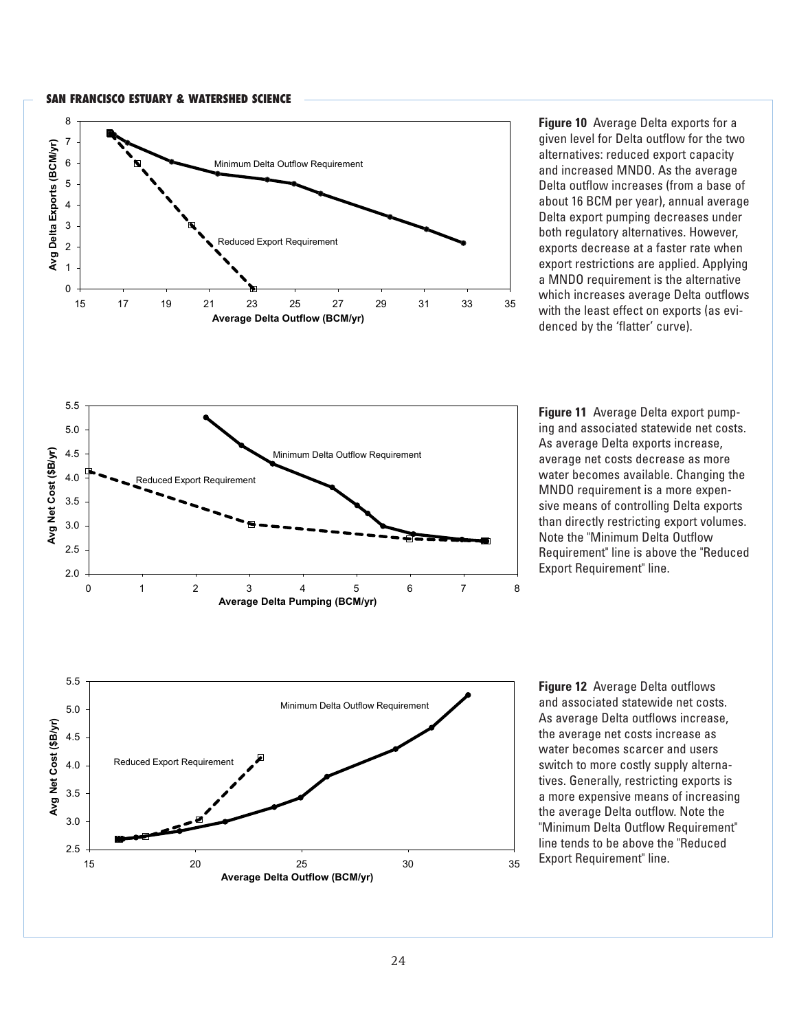**Figure 10** Average Delta exports for a given level for Delta outflow for the two alternatives: reduced export capacity and increased MNDO. As the average Delta outflow increases (from a base of about 16 BCM per year), annual average Delta export pumping decreases under both regulatory alternatives. However, exports decrease at a faster rate when export restrictions are applied. Applying a MNDO requirement is the alternative which increases average Delta outflows with the least effect on exports (as evidenced by the 'flatter' curve).

**Figure 11** Average Delta export pumping and associated statewide net costs. As average Delta exports increase, average net costs decrease as more water becomes available. Changing the MNDO requirement is a more expensive means of controlling Delta exports than directly restricting export volumes. Note the "Minimum Delta Outflow Requirement" line is above the "Reduced Export Requirement" line.

**Figure 12** Average Delta outflows and associated statewide net costs. As average Delta outflows increase, the average net costs increase as water becomes scarcer and users switch to more costly supply alternatives. Generally, restricting exports is a more expensive means of increasing the average Delta outflow. Note the "Minimum Delta Outflow Requirement" line tends to be above the "Reduced Export Requirement" line.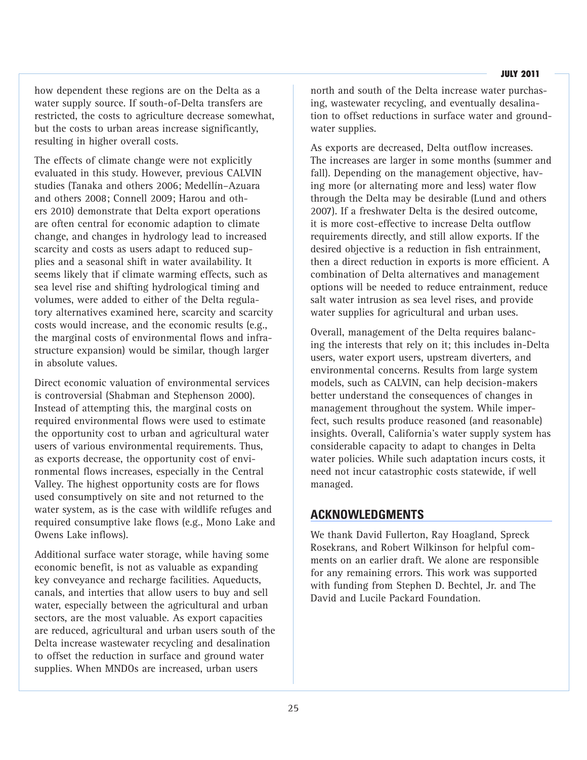how dependent these regions are on the Delta as a water supply source. If south-of-Delta transfers are restricted, the costs to agriculture decrease somewhat, but the costs to urban areas increase significantly, resulting in higher overall costs.

The effects of climate change were not explicitly evaluated in this study. However, previous CALVIN studies (Tanaka and others 2006; Medellín–Azuara and others 2008; Connell 2009; Harou and others 2010) demonstrate that Delta export operations are often central for economic adaption to climate change, and changes in hydrology lead to increased scarcity and costs as users adapt to reduced supplies and a seasonal shift in water availability. It seems likely that if climate warming effects, such as sea level rise and shifting hydrological timing and volumes, were added to either of the Delta regulatory alternatives examined here, scarcity and scarcity costs would increase, and the economic results (e.g., the marginal costs of environmental flows and infrastructure expansion) would be similar, though larger in absolute values.

Direct economic valuation of environmental services is controversial (Shabman and Stephenson 2000). Instead of attempting this, the marginal costs on required environmental flows were used to estimate the opportunity cost to urban and agricultural water users of various environmental requirements. Thus, as exports decrease, the opportunity cost of environmental flows increases, especially in the Central Valley. The highest opportunity costs are for flows used consumptively on site and not returned to the water system, as is the case with wildlife refuges and required consumptive lake flows (e.g., Mono Lake and Owens Lake inflows).

Additional surface water storage, while having some economic benefit, is not as valuable as expanding key conveyance and recharge facilities. Aqueducts, canals, and interties that allow users to buy and sell water, especially between the agricultural and urban sectors, are the most valuable. As export capacities are reduced, agricultural and urban users south of the Delta increase wastewater recycling and desalination to offset the reduction in surface and ground water supplies. When MNDOs are increased, urban users north and south of the Delta increase water purchasing, wastewater recycling, and eventually desalination to offset reductions in surface water and groundwater supplies.

As exports are decreased, Delta outflow increases. The increases are larger in some months (summer and fall). Depending on the management objective, having more (or alternating more and less) water flow through the Delta may be desirable (Lund and others 2007). If a freshwater Delta is the desired outcome, it is more cost-effective to increase Delta outflow requirements directly, and still allow exports. If the desired objective is a reduction in fish entrainment, then a direct reduction in exports is more efficient. A combination of Delta alternatives and management options will be needed to reduce entrainment, reduce salt water intrusion as sea level rises, and provide water supplies for agricultural and urban uses.

Overall, management of the Delta requires balancing the interests that rely on it; this includes in-Delta users, water export users, upstream diverters, and environmental concerns. Results from large system models, such as CALVIN, can help decision-makers better understand the consequences of changes in management throughout the system. While imperfect, such results produce reasoned (and reasonable) insights. Overall, California's water supply system has considerable capacity to adapt to changes in Delta water policies. While such adaptation incurs costs, it need not incur catastrophic costs statewide, if well managed.

## ACKNOWLEDGMENTS

We thank David Fullerton, Ray Hoagland, Spreck Rosekrans, and Robert Wilkinson for helpful comments on an earlier draft. We alone are responsible for any remaining errors. This work was supported with funding from Stephen D. Bechtel, Jr. and The David and Lucile Packard Foundation.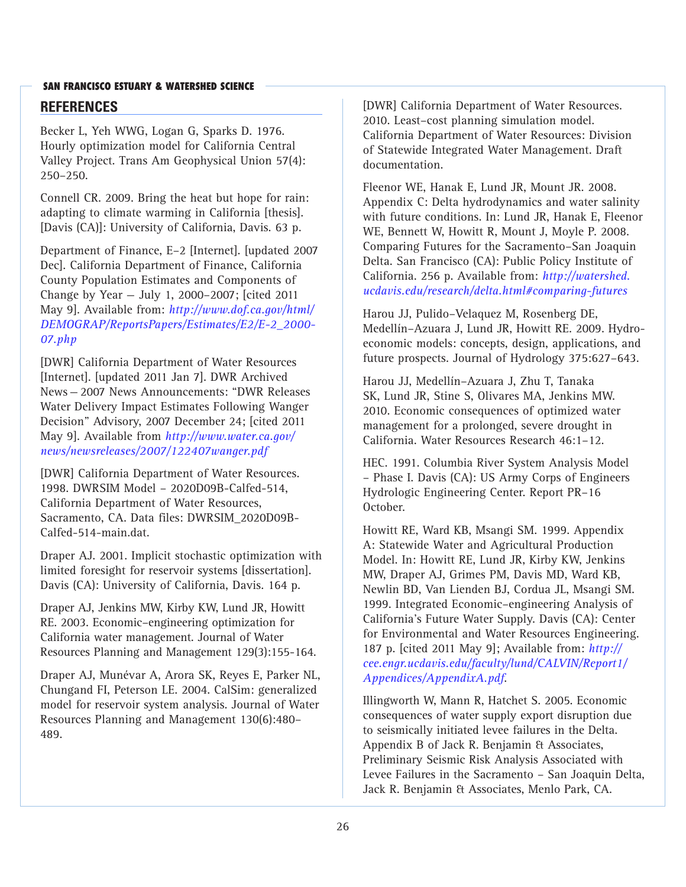## REFERENCES

Becker L, Yeh WWG, Logan G, Sparks D. 1976. Hourly optimization model for California Central Valley Project. Trans Am Geophysical Union 57(4): 250–250.

Connell CR. 2009. Bring the heat but hope for rain: adapting to climate warming in California [thesis]. [Davis (CA)]: University of California, Davis. 63 p.

Department of Finance, E–2 [Internet]. [updated 2007 Dec]. California Department of Finance, California County Population Estimates and Components of Change by Year — July 1, 2000–2007; [cited 2011 May 9]. Available from: *http://www.dof.ca.gov/html/DEMOGRAP/ReportsPapers/Estimates/E2/E-2_2000-07.php*

[DWR] California Department of Water Resources [Internet]. [updated 2011 Jan 7]. DWR Archived News — 2007 News Announcements: "DWR Releases Water Delivery Impact Estimates Following Wanger Decision" Advisory, 2007 December 24; [cited 2011 May 9]. Available from *http://www.water.ca.gov/news/newsreleases/2007/122407wanger.pdf*

[DWR] California Department of Water Resources. 1998. DWRSIM Model – 2020D09B-Calfed-514, California Department of Water Resources, Sacramento, CA. Data files: DWRSIM_2020D09B-Calfed-514-main.dat.

Draper AJ. 2001. Implicit stochastic optimization with limited foresight for reservoir systems [dissertation]. Davis (CA): University of California, Davis. 164 p.

Draper AJ, Jenkins MW, Kirby KW, Lund JR, Howitt RE. 2003. Economic–engineering optimization for California water management. Journal of Water Resources Planning and Management 129(3):155-164.

Draper AJ, Munévar A, Arora SK, Reyes E, Parker NL, Chungand FI, Peterson LE. 2004. CalSim: generalized model for reservoir system analysis. Journal of Water Resources Planning and Management 130(6):480–489.

[DWR] California Department of Water Resources. 2010. Least–cost planning simulation model. California Department of Water Resources: Division of Statewide Integrated Water Management. Draft documentation.

Fleenor WE, Hanak E, Lund JR, Mount JR. 2008. Appendix C: Delta hydrodynamics and water salinity with future conditions. In: Lund JR, Hanak E, Fleenor WE, Bennett W, Howitt R, Mount J, Moyle P. 2008. Comparing Futures for the Sacramento–San Joaquin Delta. San Francisco (CA): Public Policy Institute of California. 256 p. Available from: *http://watershed.ucdavis.edu/research/delta.html#comparing-futures*

Harou JJ, Pulido–Velaquez M, Rosenberg DE, Medellín–Azuara J, Lund JR, Howitt RE. 2009. Hydro-economic models: concepts, design, applications, and future prospects. Journal of Hydrology 375:627–643.

Harou JJ, Medellín–Azuara J, Zhu T, Tanaka SK, Lund JR, Stine S, Olivares MA, Jenkins MW. 2010. Economic consequences of optimized water management for a prolonged, severe drought in California. Water Resources Research 46:1–12.

HEC. 1991. Columbia River System Analysis Model – Phase I. Davis (CA): US Army Corps of Engineers Hydrologic Engineering Center. Report PR–16 October.

Howitt RE, Ward KB, Msangi SM. 1999. Appendix A: Statewide Water and Agricultural Production Model. In: Howitt RE, Lund JR, Kirby KW, Jenkins MW, Draper AJ, Grimes PM, Davis MD, Ward KB, Newlin BD, Van Lienden BJ, Cordua JL, Msangi SM. 1999. Integrated Economic–engineering Analysis of California's Future Water Supply. Davis (CA): Center for Environmental and Water Resources Engineering. 187 p. [cited 2011 May 9]; Available from: *http://cee.engr.ucdavis.edu/faculty/lund/CALVIN/Report1/Appendices/AppendixA.pdf*.

Illingworth W, Mann R, Hatchet S. 2005. Economic consequences of water supply export disruption due to seismically initiated levee failures in the Delta. Appendix B of Jack R. Benjamin & Associates, Preliminary Seismic Risk Analysis Associated with Levee Failures in the Sacramento – San Joaquin Delta, Jack R. Benjamin & Associates, Menlo Park, CA.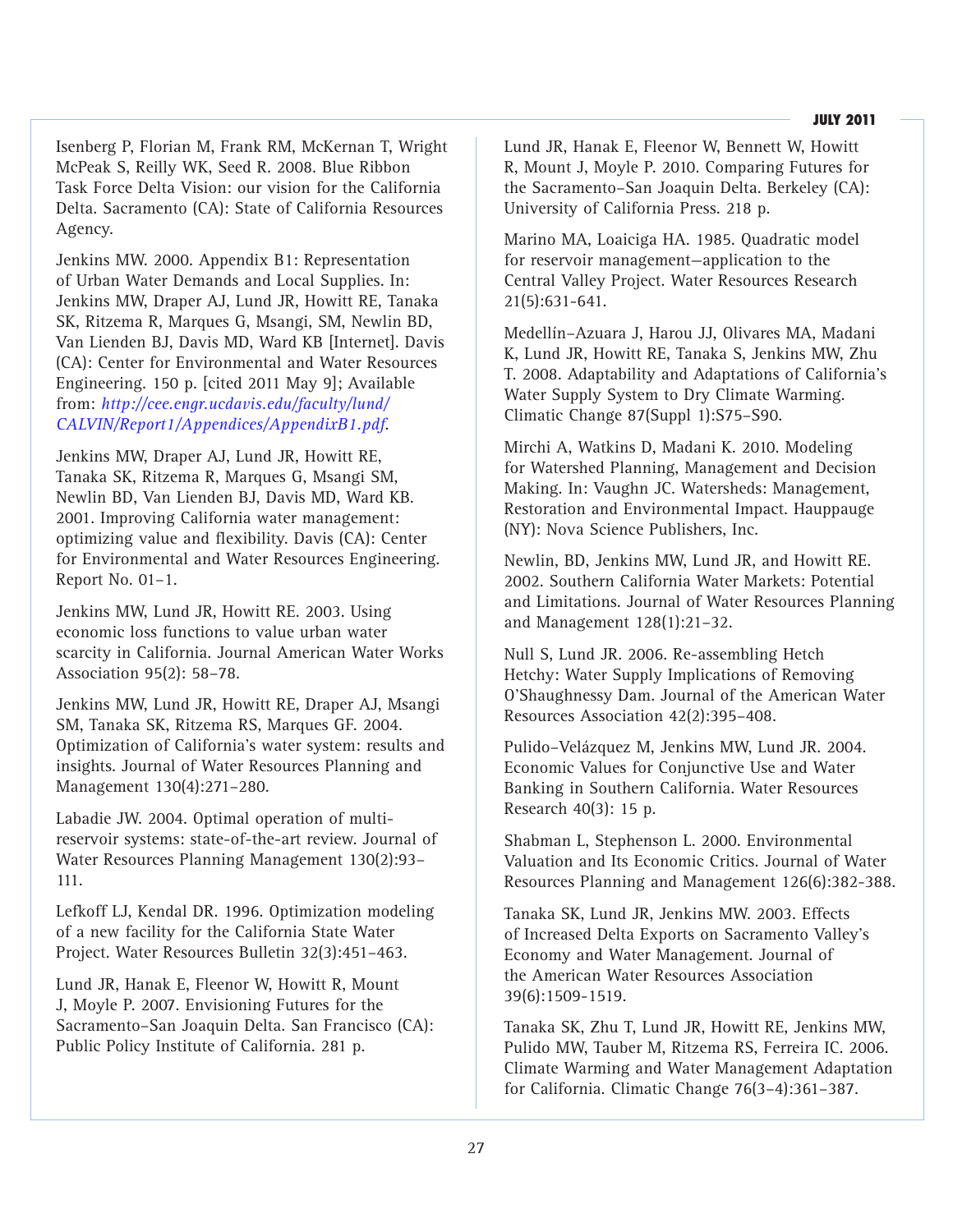Isenberg P, Florian M, Frank RM, McKernan T, Wright McPeak S, Reilly WK, Seed R. 2008. Blue Ribbon Task Force Delta Vision: our vision for the California Delta. Sacramento (CA): State of California Resources Agency.

Jenkins MW. 2000. Appendix B1: Representation of Urban Water Demands and Local Supplies. In: Jenkins MW, Draper AJ, Lund JR, Howitt RE, Tanaka SK, Ritzema R, Marques G, Msangi, SM, Newlin BD, Van Lienden BJ, Davis MD, Ward KB [Internet]. Davis (CA): Center for Environmental and Water Resources Engineering. 150 p. [cited 2011 May 9]; Available from: *http://cee.engr.ucdavis.edu/faculty/lund/CALVIN/Report1/Appendices/AppendixB1.pdf.*

Jenkins MW, Draper AJ, Lund JR, Howitt RE, Tanaka SK, Ritzema R, Marques G, Msangi SM, Newlin BD, Van Lienden BJ, Davis MD, Ward KB. 2001. Improving California water management: optimizing value and flexibility. Davis (CA): Center for Environmental and Water Resources Engineering. Report No. 01–1.

Jenkins MW, Lund JR, Howitt RE. 2003. Using economic loss functions to value urban water scarcity in California. Journal American Water Works Association 95(2): 58–78.

Jenkins MW, Lund JR, Howitt RE, Draper AJ, Msangi SM, Tanaka SK, Ritzema RS, Marques GF. 2004. Optimization of California's water system: results and insights. Journal of Water Resources Planning and Management 130(4):271–280.

Labadie JW. 2004. Optimal operation of multi-reservoir systems: state-of-the-art review. Journal of Water Resources Planning Management 130(2):93–111.

Lefkoff LJ, Kendal DR. 1996. Optimization modeling of a new facility for the California State Water Project. Water Resources Bulletin 32(3):451–463.

Lund JR, Hanak E, Fleenor W, Howitt R, Mount J, Moyle P. 2007. Envisioning Futures for the Sacramento–San Joaquin Delta. San Francisco (CA): Public Policy Institute of California. 281 p.

Lund JR, Hanak E, Fleenor W, Bennett W, Howitt R, Mount J, Moyle P. 2010. Comparing Futures for the Sacramento–San Joaquin Delta. Berkeley (CA): University of California Press. 218 p.

Marino MA, Loaiciga HA. 1985. Quadratic model for reservoir management—application to the Central Valley Project. Water Resources Research 21(5):631-641.

Medellín–Azuara J, Harou JJ, Olivares MA, Madani K, Lund JR, Howitt RE, Tanaka S, Jenkins MW, Zhu T. 2008. Adaptability and Adaptations of California's Water Supply System to Dry Climate Warming. Climatic Change 87(Suppl 1):S75–S90.

Mirchi A, Watkins D, Madani K. 2010. Modeling for Watershed Planning, Management and Decision Making. In: Vaughn JC. Watersheds: Management, Restoration and Environmental Impact. Hauppauge (NY): Nova Science Publishers, Inc.

Newlin, BD, Jenkins MW, Lund JR, and Howitt RE. 2002. Southern California Water Markets: Potential and Limitations. Journal of Water Resources Planning and Management 128(1):21–32.

Null S, Lund JR. 2006. Re-assembling Hetch Hetchy: Water Supply Implications of Removing O'Shaughnessy Dam. Journal of the American Water Resources Association 42(2):395–408.

Pulido–Velázquez M, Jenkins MW, Lund JR. 2004. Economic Values for Conjunctive Use and Water Banking in Southern California. Water Resources Research 40(3): 15 p.

Shabman L, Stephenson L. 2000. Environmental Valuation and Its Economic Critics. Journal of Water Resources Planning and Management 126(6):382-388.

Tanaka SK, Lund JR, Jenkins MW. 2003. Effects of Increased Delta Exports on Sacramento Valley's Economy and Water Management. Journal of the American Water Resources Association 39(6):1509-1519.

Tanaka SK, Zhu T, Lund JR, Howitt RE, Jenkins MW, Pulido MW, Tauber M, Ritzema RS, Ferreira IC. 2006. Climate Warming and Water Management Adaptation for California. Climatic Change 76(3–4):361–387.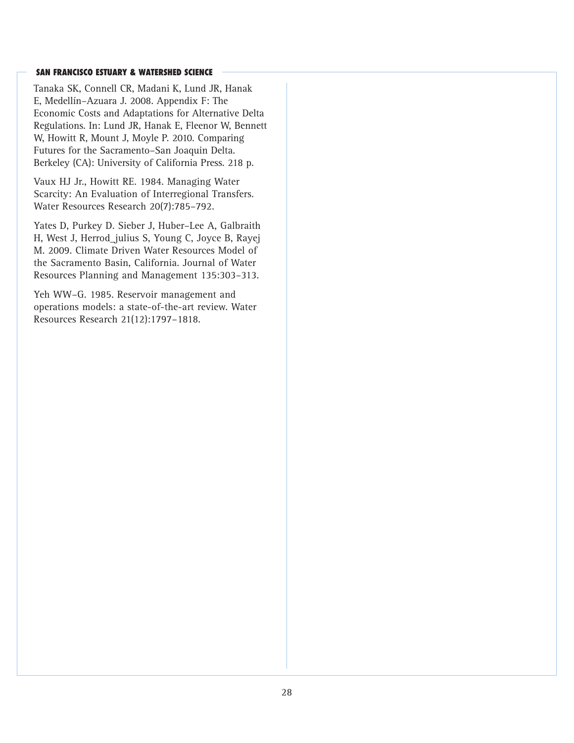Tanaka SK, Connell CR, Madani K, Lund JR, Hanak E, Medellín–Azuara J. 2008. Appendix F: The Economic Costs and Adaptations for Alternative Delta Regulations. In: Lund JR, Hanak E, Fleenor W, Bennett W, Howitt R, Mount J, Moyle P. 2010. Comparing Futures for the Sacramento–San Joaquin Delta. Berkeley (CA): University of California Press. 218 p.

Vaux HJ Jr., Howitt RE. 1984. Managing Water Scarcity: An Evaluation of Interregional Transfers. Water Resources Research 20(7):785–792.

Yates D, Purkey D. Sieber J, Huber–Lee A, Galbraith H, West J, Herrod_julius S, Young C, Joyce B, Rayej M. 2009. Climate Driven Water Resources Model of the Sacramento Basin, California. Journal of Water Resources Planning and Management 135:303–313.

Yeh WW–G. 1985. Reservoir management and operations models: a state-of-the-art review. Water Resources Research 21(12):1797–1818.